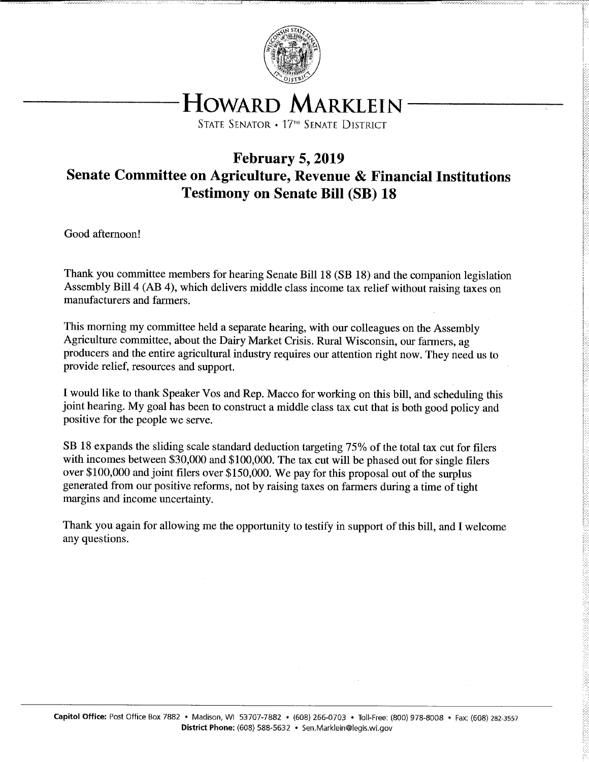# Howard Marklein

State Senator • 17th Senate District

## February 5, 2019
## Senate Committee on Agriculture, Revenue & Financial Institutions
## Testimony on Senate Bill (SB) 18

Good afternoon!

Thank you committee members for hearing Senate Bill 18 (SB 18) and the companion legislation Assembly Bill 4 (AB 4), which delivers middle class income tax relief without raising taxes on manufacturers and farmers.

This morning my committee held a separate hearing, with our colleagues on the Assembly Agriculture committee, about the Dairy Market Crisis. Rural Wisconsin, our farmers, ag producers and the entire agricultural industry requires our attention right now. They need us to provide relief, resources and support.

I would like to thank Speaker Vos and Rep. Macco for working on this bill, and scheduling this joint hearing. My goal has been to construct a middle class tax cut that is both good policy and positive for the people we serve.

SB 18 expands the sliding scale standard deduction targeting 75% of the total tax cut for filers with incomes between $30,000 and $100,000. The tax cut will be phased out for single filers over $100,000 and joint filers over $150,000. We pay for this proposal out of the surplus generated from our positive reforms, not by raising taxes on farmers during a time of tight margins and income uncertainty.

Thank you again for allowing me the opportunity to testify in support of this bill, and I welcome any questions.

**Capitol Office:** Post Office Box 7882 • Madison, WI 53707-7882 • (608) 266-0703 • Toll-Free: (800) 978-8008 • Fax: (608) 282-3557
**District Phone:** (608) 588-5632 • Sen.Marklein@legis.wi.gov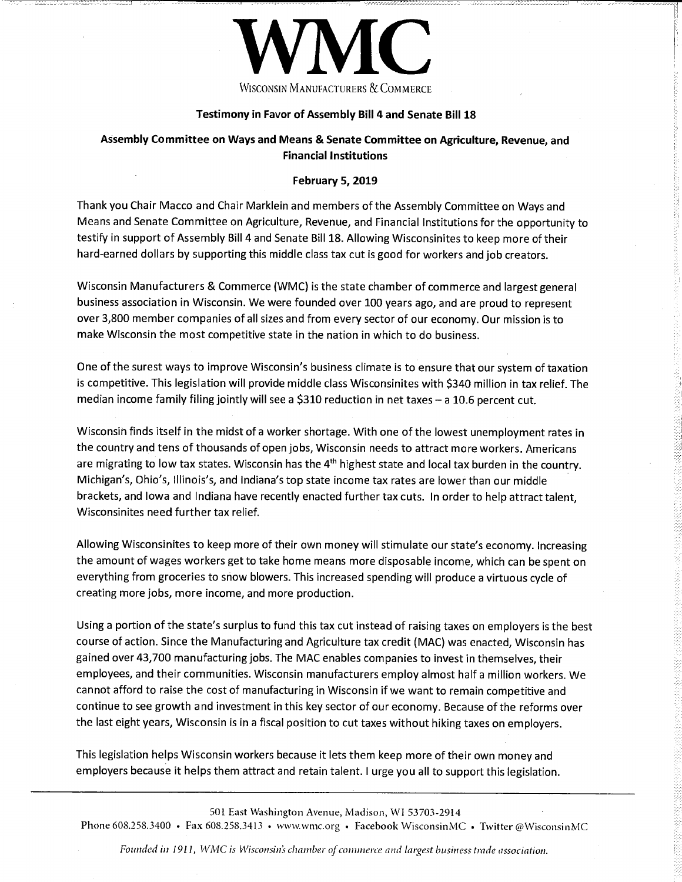# WMC

WISCONSIN MANUFACTURERS & COMMERCE

**Testimony in Favor of Assembly Bill 4 and Senate Bill 18**

**Assembly Committee on Ways and Means & Senate Committee on Agriculture, Revenue, and Financial Institutions**

**February 5, 2019**

Thank you Chair Macco and Chair Marklein and members of the Assembly Committee on Ways and Means and Senate Committee on Agriculture, Revenue, and Financial Institutions for the opportunity to testify in support of Assembly Bill 4 and Senate Bill 18. Allowing Wisconsinites to keep more of their hard-earned dollars by supporting this middle class tax cut is good for workers and job creators.

Wisconsin Manufacturers & Commerce (WMC) is the state chamber of commerce and largest general business association in Wisconsin. We were founded over 100 years ago, and are proud to represent over 3,800 member companies of all sizes and from every sector of our economy. Our mission is to make Wisconsin the most competitive state in the nation in which to do business.

One of the surest ways to improve Wisconsin's business climate is to ensure that our system of taxation is competitive. This legislation will provide middle class Wisconsinites with $340 million in tax relief. The median income family filing jointly will see a $310 reduction in net taxes – a 10.6 percent cut.

Wisconsin finds itself in the midst of a worker shortage. With one of the lowest unemployment rates in the country and tens of thousands of open jobs, Wisconsin needs to attract more workers. Americans are migrating to low tax states. Wisconsin has the 4th highest state and local tax burden in the country. Michigan's, Ohio's, Illinois's, and Indiana's top state income tax rates are lower than our middle brackets, and Iowa and Indiana have recently enacted further tax cuts. In order to help attract talent, Wisconsinites need further tax relief.

Allowing Wisconsinites to keep more of their own money will stimulate our state's economy. Increasing the amount of wages workers get to take home means more disposable income, which can be spent on everything from groceries to snow blowers. This increased spending will produce a virtuous cycle of creating more jobs, more income, and more production.

Using a portion of the state's surplus to fund this tax cut instead of raising taxes on employers is the best course of action. Since the Manufacturing and Agriculture tax credit (MAC) was enacted, Wisconsin has gained over 43,700 manufacturing jobs. The MAC enables companies to invest in themselves, their employees, and their communities. Wisconsin manufacturers employ almost half a million workers. We cannot afford to raise the cost of manufacturing in Wisconsin if we want to remain competitive and continue to see growth and investment in this key sector of our economy. Because of the reforms over the last eight years, Wisconsin is in a fiscal position to cut taxes without hiking taxes on employers.

This legislation helps Wisconsin workers because it lets them keep more of their own money and employers because it helps them attract and retain talent. I urge you all to support this legislation.

501 East Washington Avenue, Madison, WI 53703-2914
Phone 608.258.3400 • Fax 608.258.3413 • www.wmc.org • Facebook WisconsinMC • Twitter @WisconsinMC

*Founded in 1911, WMC is Wisconsin's chamber of commerce and largest business trade association.*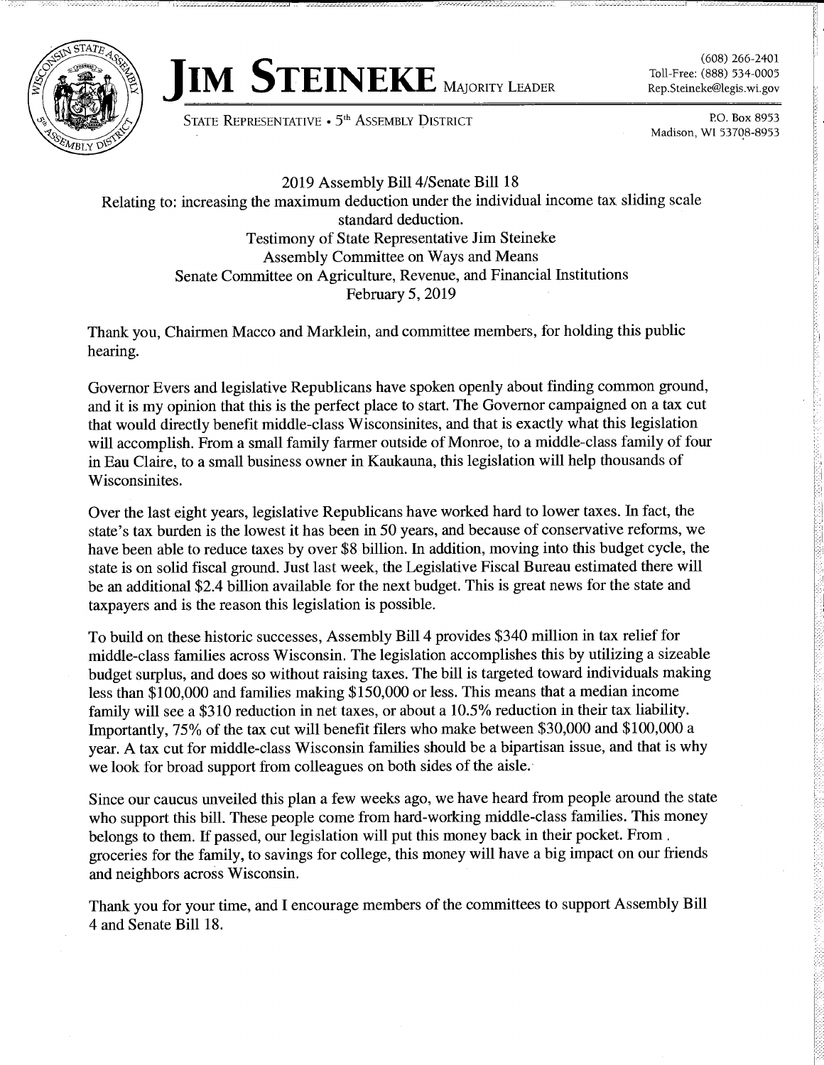# JIM STEINEKE MAJORITY LEADER

STATE REPRESENTATIVE • 5th ASSEMBLY DISTRICT

(608) 266-2401
Toll-Free: (888) 534-0005
Rep.Steineke@legis.wi.gov

P.O. Box 8953
Madison, WI 53708-8953

2019 Assembly Bill 4/Senate Bill 18
Relating to: increasing the maximum deduction under the individual income tax sliding scale standard deduction.
Testimony of State Representative Jim Steineke
Assembly Committee on Ways and Means
Senate Committee on Agriculture, Revenue, and Financial Institutions
February 5, 2019

Thank you, Chairmen Macco and Marklein, and committee members, for holding this public hearing.

Governor Evers and legislative Republicans have spoken openly about finding common ground, and it is my opinion that this is the perfect place to start. The Governor campaigned on a tax cut that would directly benefit middle-class Wisconsinites, and that is exactly what this legislation will accomplish. From a small family farmer outside of Monroe, to a middle-class family of four in Eau Claire, to a small business owner in Kaukauna, this legislation will help thousands of Wisconsinites.

Over the last eight years, legislative Republicans have worked hard to lower taxes. In fact, the state's tax burden is the lowest it has been in 50 years, and because of conservative reforms, we have been able to reduce taxes by over $8 billion. In addition, moving into this budget cycle, the state is on solid fiscal ground. Just last week, the Legislative Fiscal Bureau estimated there will be an additional $2.4 billion available for the next budget. This is great news for the state and taxpayers and is the reason this legislation is possible.

To build on these historic successes, Assembly Bill 4 provides $340 million in tax relief for middle-class families across Wisconsin. The legislation accomplishes this by utilizing a sizeable budget surplus, and does so without raising taxes. The bill is targeted toward individuals making less than $100,000 and families making $150,000 or less. This means that a median income family will see a $310 reduction in net taxes, or about a 10.5% reduction in their tax liability. Importantly, 75% of the tax cut will benefit filers who make between $30,000 and $100,000 a year. A tax cut for middle-class Wisconsin families should be a bipartisan issue, and that is why we look for broad support from colleagues on both sides of the aisle.

Since our caucus unveiled this plan a few weeks ago, we have heard from people around the state who support this bill. These people come from hard-working middle-class families. This money belongs to them. If passed, our legislation will put this money back in their pocket. From groceries for the family, to savings for college, this money will have a big impact on our friends and neighbors across Wisconsin.

Thank you for your time, and I encourage members of the committees to support Assembly Bill 4 and Senate Bill 18.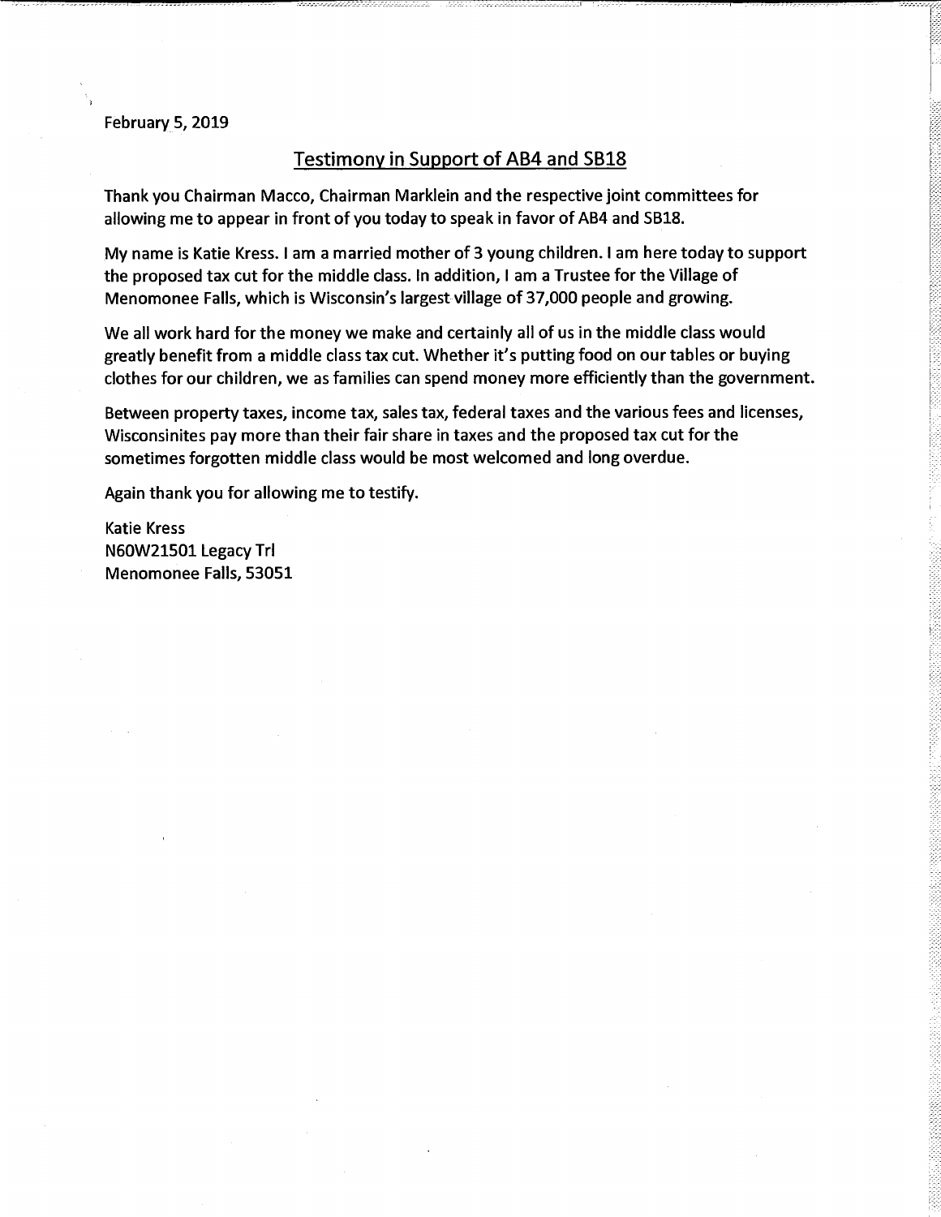February 5, 2019

## Testimony in Support of AB4 and SB18

Thank you Chairman Macco, Chairman Marklein and the respective joint committees for allowing me to appear in front of you today to speak in favor of AB4 and SB18.

My name is Katie Kress. I am a married mother of 3 young children. I am here today to support the proposed tax cut for the middle class. In addition, I am a Trustee for the Village of Menomonee Falls, which is Wisconsin's largest village of 37,000 people and growing.

We all work hard for the money we make and certainly all of us in the middle class would greatly benefit from a middle class tax cut. Whether it's putting food on our tables or buying clothes for our children, we as families can spend money more efficiently than the government.

Between property taxes, income tax, sales tax, federal taxes and the various fees and licenses, Wisconsinites pay more than their fair share in taxes and the proposed tax cut for the sometimes forgotten middle class would be most welcomed and long overdue.

Again thank you for allowing me to testify.

Katie Kress
N60W21501 Legacy Trl
Menomonee Falls, 53051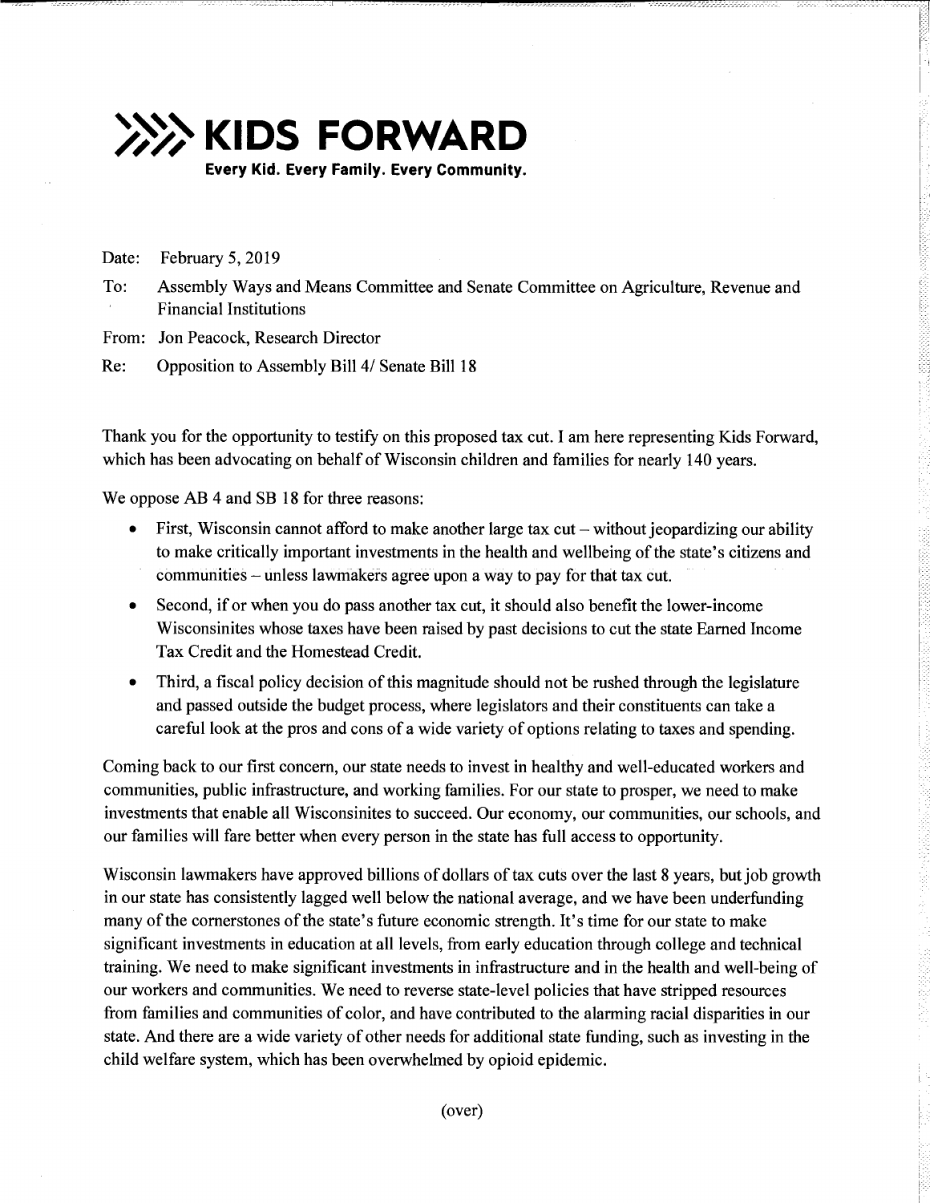# KIDS FORWARD

**Every Kid. Every Family. Every Community.**

Date: February 5, 2019

To: Assembly Ways and Means Committee and Senate Committee on Agriculture, Revenue and Financial Institutions

From: Jon Peacock, Research Director

Re: Opposition to Assembly Bill 4/ Senate Bill 18

Thank you for the opportunity to testify on this proposed tax cut. I am here representing Kids Forward, which has been advocating on behalf of Wisconsin children and families for nearly 140 years.

We oppose AB 4 and SB 18 for three reasons:

- First, Wisconsin cannot afford to make another large tax cut – without jeopardizing our ability to make critically important investments in the health and wellbeing of the state's citizens and communities – unless lawmakers agree upon a way to pay for that tax cut.
- Second, if or when you do pass another tax cut, it should also benefit the lower-income Wisconsinites whose taxes have been raised by past decisions to cut the state Earned Income Tax Credit and the Homestead Credit.
- Third, a fiscal policy decision of this magnitude should not be rushed through the legislature and passed outside the budget process, where legislators and their constituents can take a careful look at the pros and cons of a wide variety of options relating to taxes and spending.

Coming back to our first concern, our state needs to invest in healthy and well-educated workers and communities, public infrastructure, and working families. For our state to prosper, we need to make investments that enable all Wisconsinites to succeed. Our economy, our communities, our schools, and our families will fare better when every person in the state has full access to opportunity.

Wisconsin lawmakers have approved billions of dollars of tax cuts over the last 8 years, but job growth in our state has consistently lagged well below the national average, and we have been underfunding many of the cornerstones of the state's future economic strength. It's time for our state to make significant investments in education at all levels, from early education through college and technical training. We need to make significant investments in infrastructure and in the health and well-being of our workers and communities. We need to reverse state-level policies that have stripped resources from families and communities of color, and have contributed to the alarming racial disparities in our state. And there are a wide variety of other needs for additional state funding, such as investing in the child welfare system, which has been overwhelmed by opioid epidemic.

(over)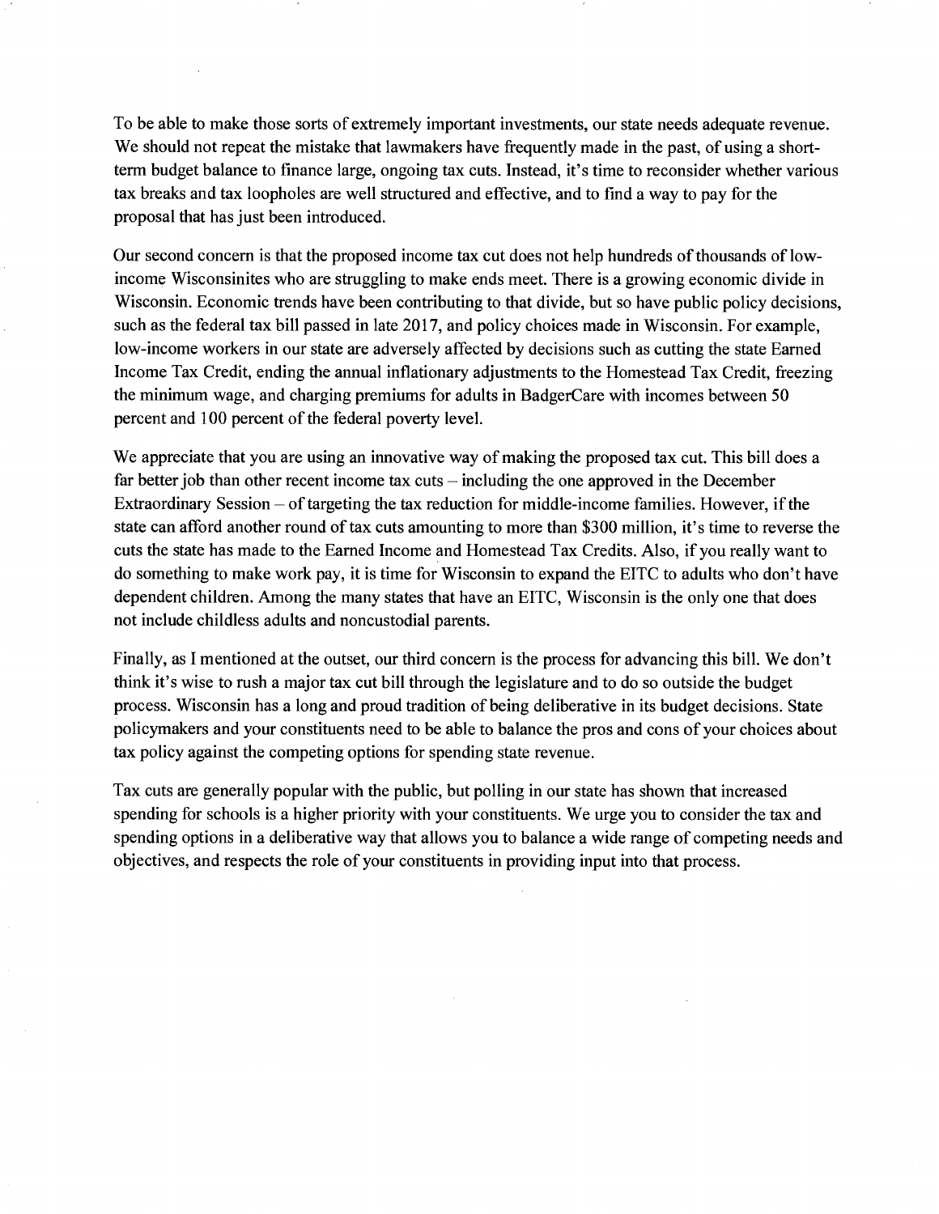To be able to make those sorts of extremely important investments, our state needs adequate revenue. We should not repeat the mistake that lawmakers have frequently made in the past, of using a short-term budget balance to finance large, ongoing tax cuts. Instead, it's time to reconsider whether various tax breaks and tax loopholes are well structured and effective, and to find a way to pay for the proposal that has just been introduced.

Our second concern is that the proposed income tax cut does not help hundreds of thousands of low-income Wisconsinites who are struggling to make ends meet. There is a growing economic divide in Wisconsin. Economic trends have been contributing to that divide, but so have public policy decisions, such as the federal tax bill passed in late 2017, and policy choices made in Wisconsin. For example, low-income workers in our state are adversely affected by decisions such as cutting the state Earned Income Tax Credit, ending the annual inflationary adjustments to the Homestead Tax Credit, freezing the minimum wage, and charging premiums for adults in BadgerCare with incomes between 50 percent and 100 percent of the federal poverty level.

We appreciate that you are using an innovative way of making the proposed tax cut. This bill does a far better job than other recent income tax cuts – including the one approved in the December Extraordinary Session – of targeting the tax reduction for middle-income families. However, if the state can afford another round of tax cuts amounting to more than $300 million, it's time to reverse the cuts the state has made to the Earned Income and Homestead Tax Credits. Also, if you really want to do something to make work pay, it is time for Wisconsin to expand the EITC to adults who don't have dependent children. Among the many states that have an EITC, Wisconsin is the only one that does not include childless adults and noncustodial parents.

Finally, as I mentioned at the outset, our third concern is the process for advancing this bill. We don't think it's wise to rush a major tax cut bill through the legislature and to do so outside the budget process. Wisconsin has a long and proud tradition of being deliberative in its budget decisions. State policymakers and your constituents need to be able to balance the pros and cons of your choices about tax policy against the competing options for spending state revenue.

Tax cuts are generally popular with the public, but polling in our state has shown that increased spending for schools is a higher priority with your constituents. We urge you to consider the tax and spending options in a deliberative way that allows you to balance a wide range of competing needs and objectives, and respects the role of your constituents in providing input into that process.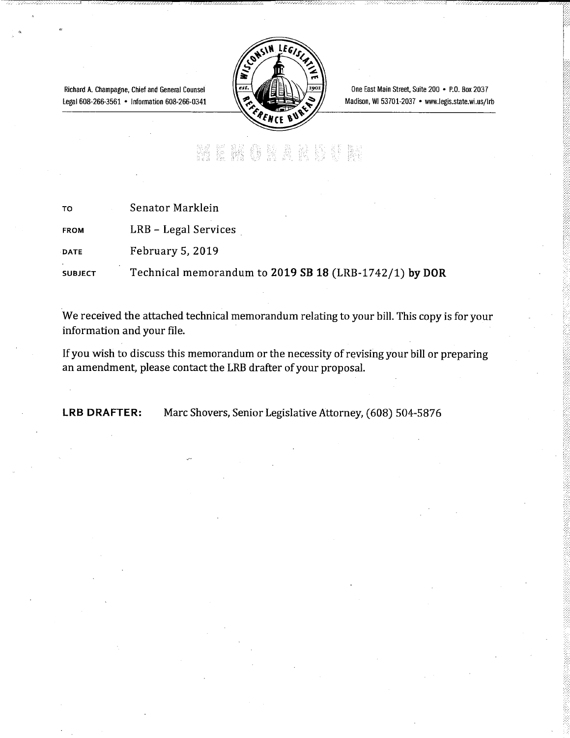Richard A. Champagne, Chief and General Counsel
Legal 608-266-3561 • Information 608-266-0341

One East Main Street, Suite 200 • P.O. Box 2037
Madison, WI 53701-2037 • www.legis.state.wi.us/lrb

# MEMORANDUM

| | |
|---|---|
| TO | Senator Marklein |
| FROM | LRB – Legal Services |
| DATE | February 5, 2019 |
| SUBJECT | Technical memorandum to **2019 SB 18** (LRB-1742/1) **by DOR** |

We received the attached technical memorandum relating to your bill. This copy is for your information and your file.

If you wish to discuss this memorandum or the necessity of revising your bill or preparing an amendment, please contact the LRB drafter of your proposal.

**LRB DRAFTER:** Marc Shovers, Senior Legislative Attorney, (608) 504-5876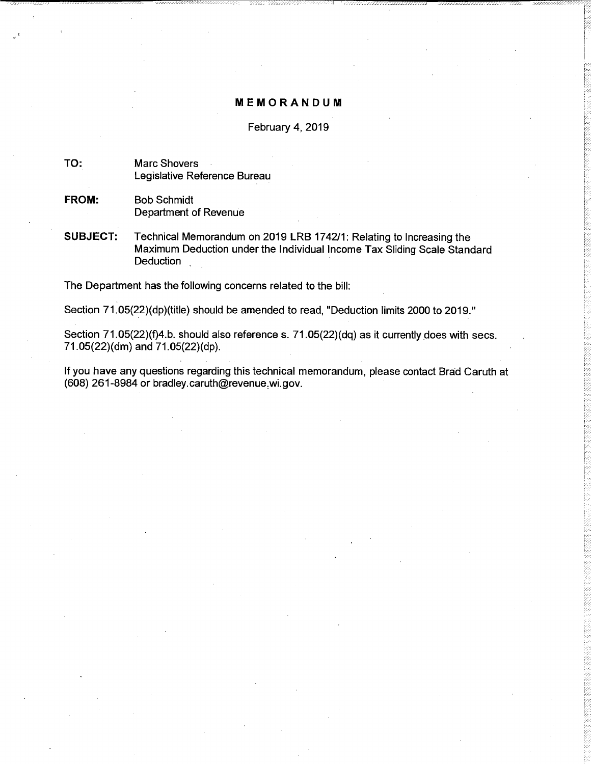# MEMORANDUM

February 4, 2019

**TO:** Marc Shovers
Legislative Reference Bureau

**FROM:** Bob Schmidt
Department of Revenue

**SUBJECT:** Technical Memorandum on 2019 LRB 1742/1: Relating to Increasing the Maximum Deduction under the Individual Income Tax Sliding Scale Standard Deduction

The Department has the following concerns related to the bill:

Section 71.05(22)(dp)(title) should be amended to read, "Deduction limits 2000 to 2019."

Section 71.05(22)(f)4.b. should also reference s. 71.05(22)(dq) as it currently does with secs. 71.05(22)(dm) and 71.05(22)(dp).

If you have any questions regarding this technical memorandum, please contact Brad Caruth at (608) 261-8984 or bradley.caruth@revenue.wi.gov.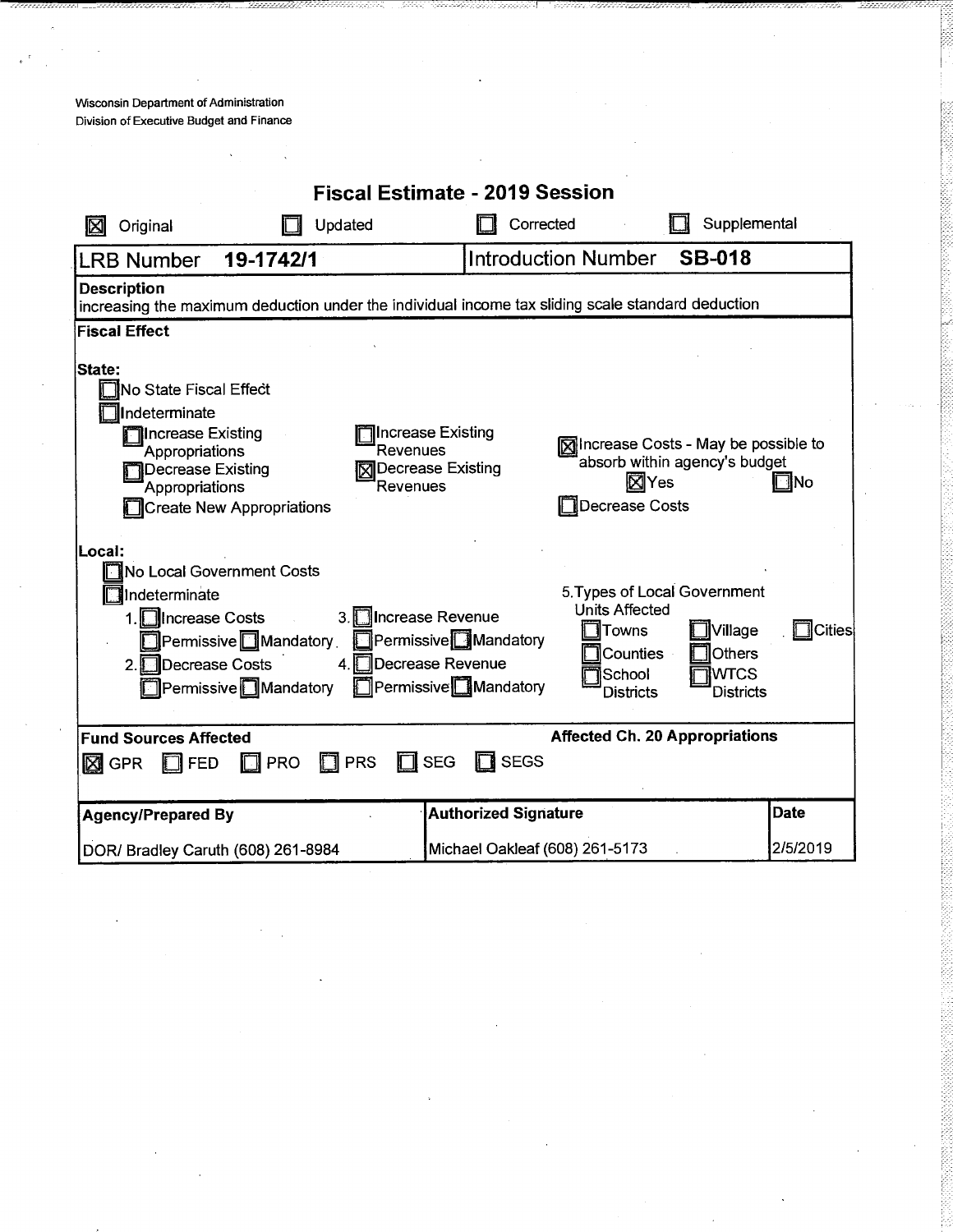Wisconsin Department of Administration
Division of Executive Budget and Finance

# Fiscal Estimate - 2019 Session

☒ Original ☐ Updated ☐ Corrected ☐ Supplemental

| LRB Number **19-1742/1** | Introduction Number **SB-018** |
|---|---|

**Description**
increasing the maximum deduction under the individual income tax sliding scale standard deduction

**Fiscal Effect**

**State:**

- ☐ No State Fiscal Effect
- ☐ Indeterminate
  - ☐ Increase Existing Appropriations
  - ☐ Decrease Existing Appropriations
  - ☐ Create New Appropriations
  - ☐ Increase Existing Revenues
  - ☒ Decrease Existing Revenues
  - ☒ Increase Costs - May be possible to absorb within agency's budget ☒ Yes ☐ No
  - ☐ Decrease Costs

**Local:**

- ☐ No Local Government Costs
- ☐ Indeterminate
  1. ☐ Increase Costs ☐ Permissive ☐ Mandatory
  2. ☐ Decrease Costs ☐ Permissive ☐ Mandatory
  3. ☐ Increase Revenue ☐ Permissive ☐ Mandatory
  4. ☐ Decrease Revenue ☐ Permissive ☐ Mandatory
  5. Types of Local Government Units Affected
     ☐ Towns ☐ Village ☐ Cities
     ☐ Counties ☐ Others
     ☐ School Districts ☐ WTCS Districts

**Fund Sources Affected**
☒ GPR ☐ FED ☐ PRO ☐ PRS ☐ SEG ☐ SEGS

**Affected Ch. 20 Appropriations**

| Agency/Prepared By | Authorized Signature | Date |
|---|---|---|
| DOR/ Bradley Caruth (608) 261-8984 | Michael Oakleaf (608) 261-5173 | 2/5/2019 |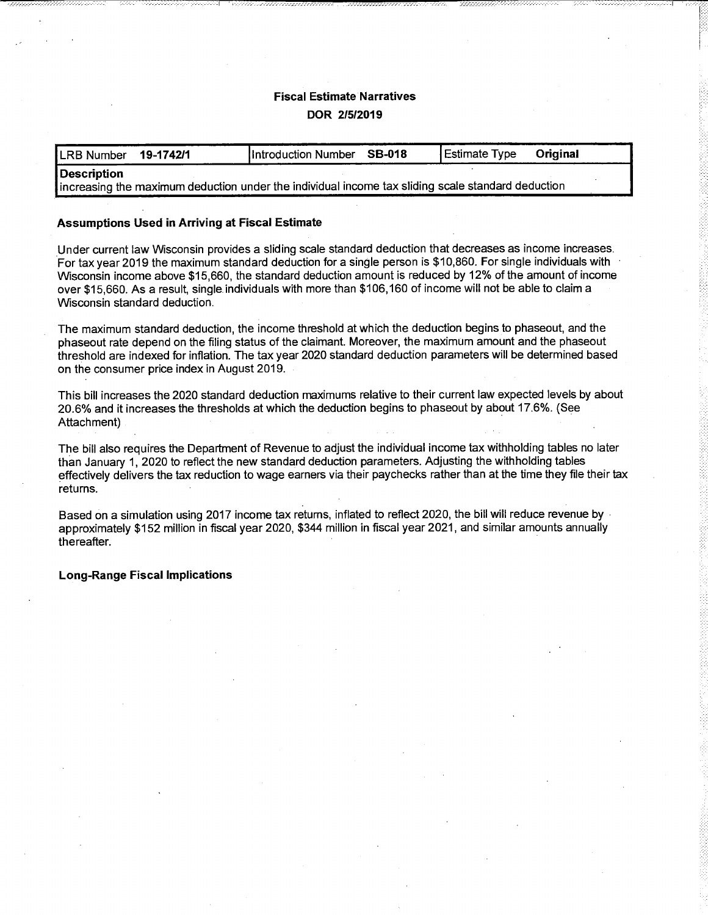**Fiscal Estimate Narratives**

**DOR 2/5/2019**

| LRB Number **19-1742/1** | Introduction Number **SB-018** | Estimate Type **Original** |
|---|---|---|
| **Description** increasing the maximum deduction under the individual income tax sliding scale standard deduction | | |

### Assumptions Used in Arriving at Fiscal Estimate

Under current law Wisconsin provides a sliding scale standard deduction that decreases as income increases. For tax year 2019 the maximum standard deduction for a single person is $10,860. For single individuals with Wisconsin income above $15,660, the standard deduction amount is reduced by 12% of the amount of income over $15,660. As a result, single individuals with more than $106,160 of income will not be able to claim a Wisconsin standard deduction.

The maximum standard deduction, the income threshold at which the deduction begins to phaseout, and the phaseout rate depend on the filing status of the claimant. Moreover, the maximum amount and the phaseout threshold are indexed for inflation. The tax year 2020 standard deduction parameters will be determined based on the consumer price index in August 2019.

This bill increases the 2020 standard deduction maximums relative to their current law expected levels by about 20.6% and it increases the thresholds at which the deduction begins to phaseout by about 17.6%. (See Attachment)

The bill also requires the Department of Revenue to adjust the individual income tax withholding tables no later than January 1, 2020 to reflect the new standard deduction parameters. Adjusting the withholding tables effectively delivers the tax reduction to wage earners via their paychecks rather than at the time they file their tax returns.

Based on a simulation using 2017 income tax returns, inflated to reflect 2020, the bill will reduce revenue by approximately $152 million in fiscal year 2020, $344 million in fiscal year 2021, and similar amounts annually thereafter.

### Long-Range Fiscal Implications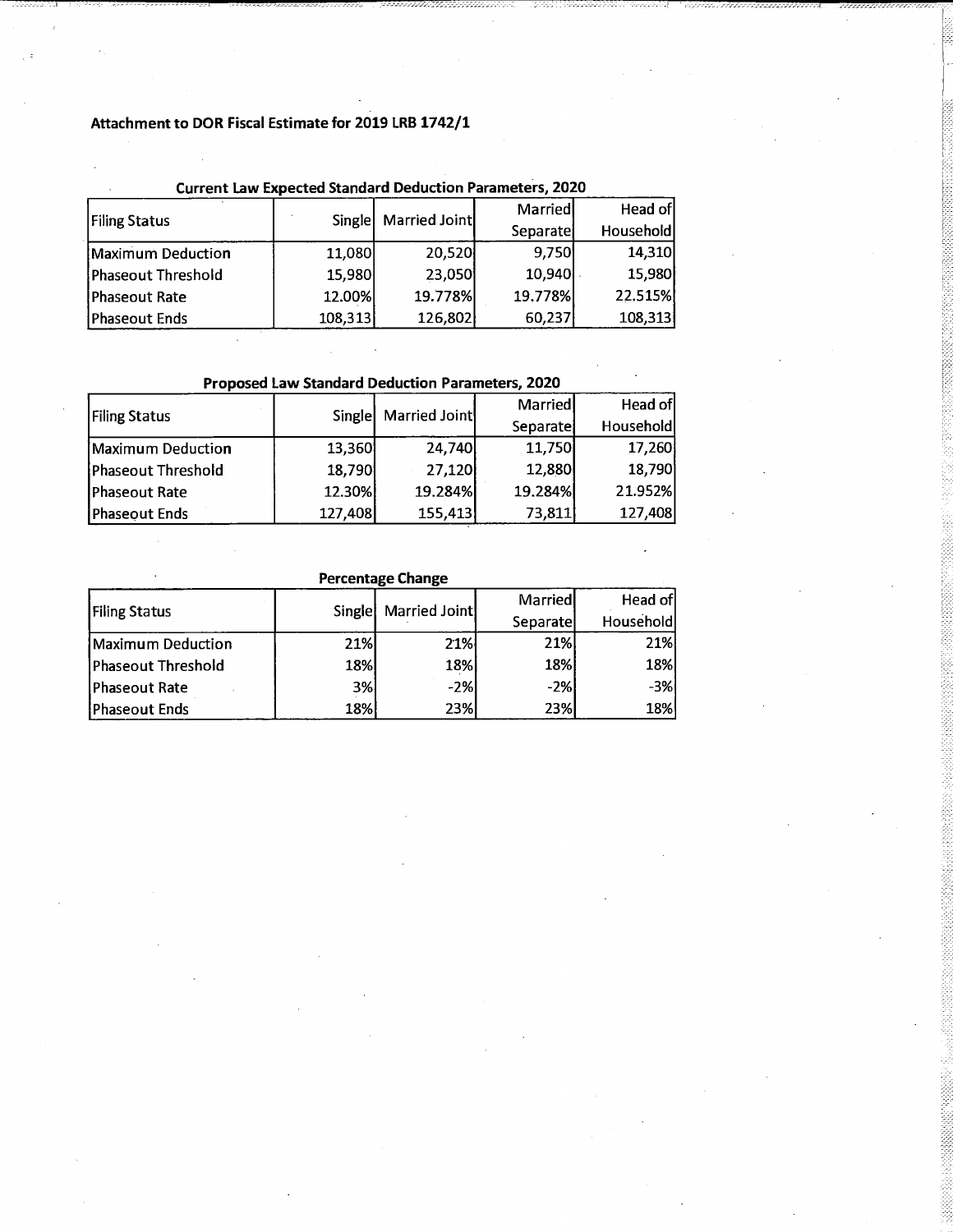**Attachment to DOR Fiscal Estimate for 2019 LRB 1742/1**

**Current Law Expected Standard Deduction Parameters, 2020**

| Filing Status | Single | Married Joint | Married Separate | Head of Household |
|---|---|---|---|---|
| Maximum Deduction | 11,080 | 20,520 | 9,750 | 14,310 |
| Phaseout Threshold | 15,980 | 23,050 | 10,940 | 15,980 |
| Phaseout Rate | 12.00% | 19.778% | 19.778% | 22.515% |
| Phaseout Ends | 108,313 | 126,802 | 60,237 | 108,313 |

**Proposed Law Standard Deduction Parameters, 2020**

| Filing Status | Single | Married Joint | Married Separate | Head of Household |
|---|---|---|---|---|
| Maximum Deduction | 13,360 | 24,740 | 11,750 | 17,260 |
| Phaseout Threshold | 18,790 | 27,120 | 12,880 | 18,790 |
| Phaseout Rate | 12.30% | 19.284% | 19.284% | 21.952% |
| Phaseout Ends | 127,408 | 155,413 | 73,811 | 127,408 |

**Percentage Change**

| Filing Status | Single | Married Joint | Married Separate | Head of Household |
|---|---|---|---|---|
| Maximum Deduction | 21% | 21% | 21% | 21% |
| Phaseout Threshold | 18% | 18% | 18% | 18% |
| Phaseout Rate | 3% | -2% | -2% | -3% |
| Phaseout Ends | 18% | 23% | 23% | 18% |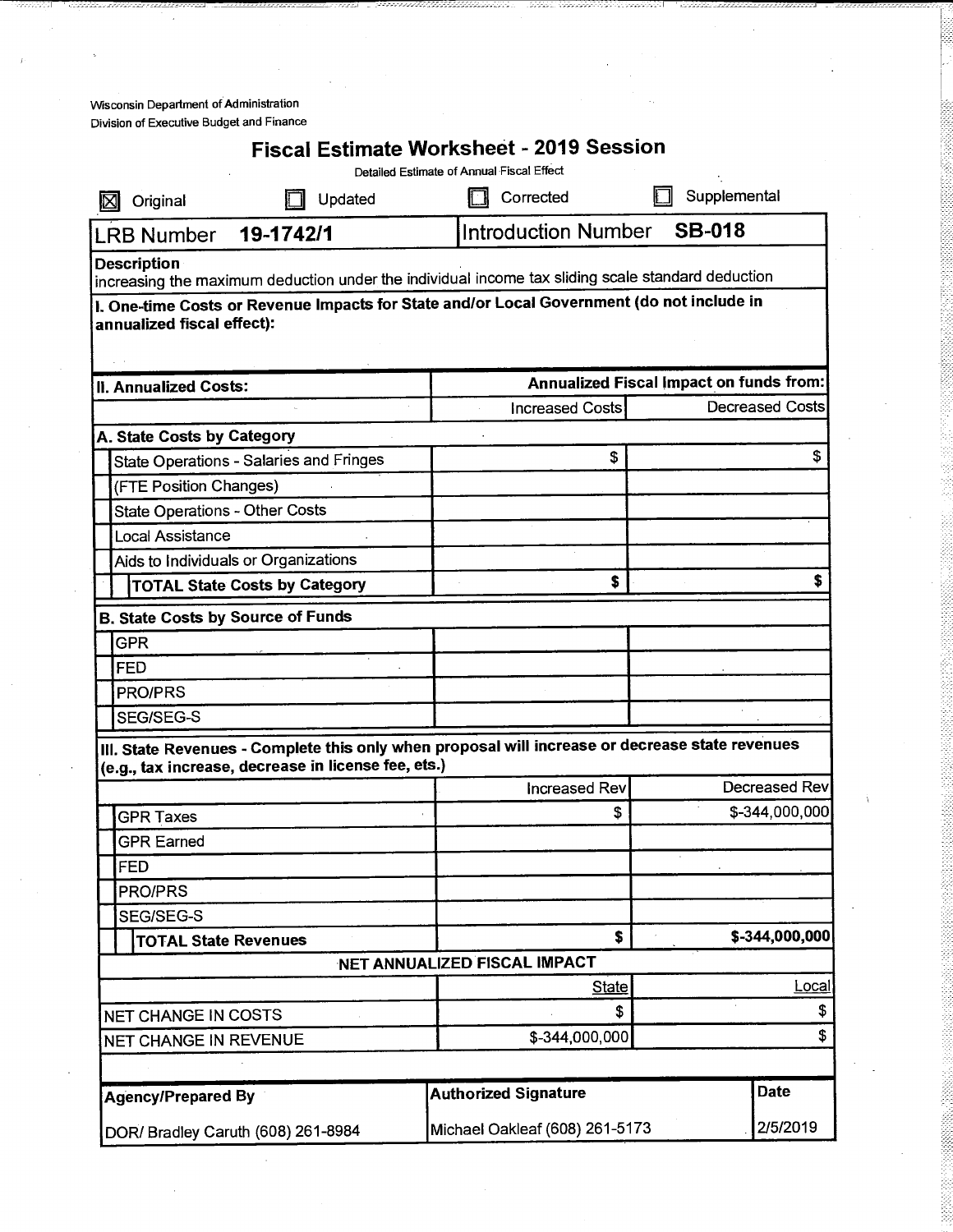Wisconsin Department of Administration
Division of Executive Budget and Finance

# Fiscal Estimate Worksheet - 2019 Session

Detailed Estimate of Annual Fiscal Effect

☒ Original ☐ Updated ☐ Corrected ☐ Supplemental

| LRB Number **19-1742/1** | Introduction Number **SB-018** |
|---|---|

**Description**
increasing the maximum deduction under the individual income tax sliding scale standard deduction

**I. One-time Costs or Revenue Impacts for State and/or Local Government (do not include in annualized fiscal effect):**

| **II. Annualized Costs:** | **Annualized Fiscal Impact on funds from:** | |
|---|---|---|
| | Increased Costs | Decreased Costs |
| **A. State Costs by Category** | | |
| State Operations - Salaries and Fringes | $ | $ |
| (FTE Position Changes) | | |
| State Operations - Other Costs | | |
| Local Assistance | | |
| Aids to Individuals or Organizations | | |
| **TOTAL State Costs by Category** | **$** | **$** |
| **B. State Costs by Source of Funds** | | |
| GPR | | |
| FED | | |
| PRO/PRS | | |
| SEG/SEG-S | | |

**III. State Revenues - Complete this only when proposal will increase or decrease state revenues (e.g., tax increase, decrease in license fee, ets.)**

| | Increased Rev | Decreased Rev |
|---|---|---|
| GPR Taxes | $ | $-344,000,000 |
| GPR Earned | | |
| FED | | |
| PRO/PRS | | |
| SEG/SEG-S | | |
| **TOTAL State Revenues** | **$** | **$-344,000,000** |

**NET ANNUALIZED FISCAL IMPACT**

| | State | Local |
|---|---|---|
| NET CHANGE IN COSTS | $ | $ |
| NET CHANGE IN REVENUE | $-344,000,000 | $ |

| **Agency/Prepared By** | **Authorized Signature** | **Date** |
|---|---|---|
| DOR/ Bradley Caruth (608) 261-8984 | Michael Oakleaf (608) 261-5173 | 2/5/2019 |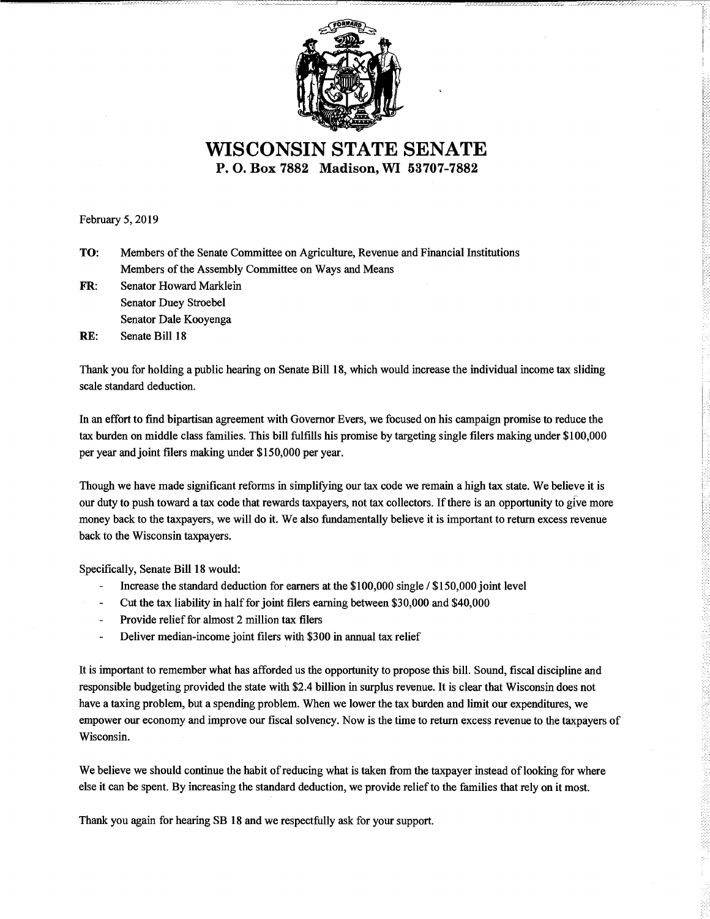# WISCONSIN STATE SENATE

**P. O. Box 7882 Madison, WI 53707-7882**

February 5, 2019

**TO:** Members of the Senate Committee on Agriculture, Revenue and Financial Institutions
Members of the Assembly Committee on Ways and Means

**FR:** Senator Howard Marklein
Senator Duey Stroebel
Senator Dale Kooyenga

**RE:** Senate Bill 18

Thank you for holding a public hearing on Senate Bill 18, which would increase the individual income tax sliding scale standard deduction.

In an effort to find bipartisan agreement with Governor Evers, we focused on his campaign promise to reduce the tax burden on middle class families. This bill fulfills his promise by targeting single filers making under $100,000 per year and joint filers making under $150,000 per year.

Though we have made significant reforms in simplifying our tax code we remain a high tax state. We believe it is our duty to push toward a tax code that rewards taxpayers, not tax collectors. If there is an opportunity to give more money back to the taxpayers, we will do it. We also fundamentally believe it is important to return excess revenue back to the Wisconsin taxpayers.

Specifically, Senate Bill 18 would:

- Increase the standard deduction for earners at the $100,000 single / $150,000 joint level
- Cut the tax liability in half for joint filers earning between $30,000 and $40,000
- Provide relief for almost 2 million tax filers
- Deliver median-income joint filers with $300 in annual tax relief

It is important to remember what has afforded us the opportunity to propose this bill. Sound, fiscal discipline and responsible budgeting provided the state with $2.4 billion in surplus revenue. It is clear that Wisconsin does not have a taxing problem, but a spending problem. When we lower the tax burden and limit our expenditures, we empower our economy and improve our fiscal solvency. Now is the time to return excess revenue to the taxpayers of Wisconsin.

We believe we should continue the habit of reducing what is taken from the taxpayer instead of looking for where else it can be spent. By increasing the standard deduction, we provide relief to the families that rely on it most.

Thank you again for hearing SB 18 and we respectfully ask for your support.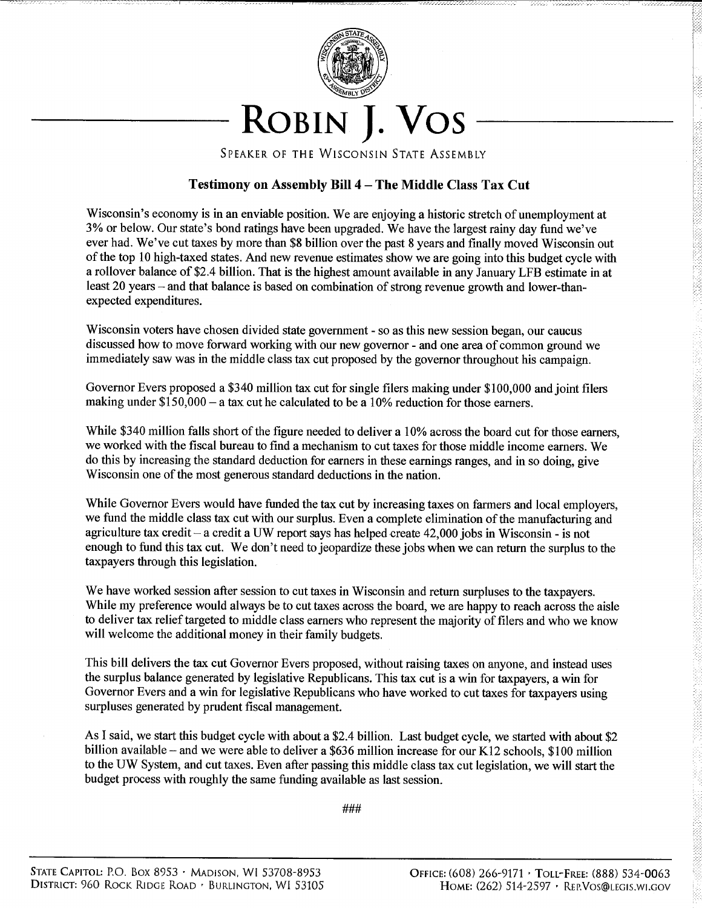# ROBIN J. VOS

SPEAKER OF THE WISCONSIN STATE ASSEMBLY

## Testimony on Assembly Bill 4 – The Middle Class Tax Cut

Wisconsin's economy is in an enviable position. We are enjoying a historic stretch of unemployment at 3% or below. Our state's bond ratings have been upgraded. We have the largest rainy day fund we've ever had. We've cut taxes by more than $8 billion over the past 8 years and finally moved Wisconsin out of the top 10 high-taxed states. And new revenue estimates show we are going into this budget cycle with a rollover balance of $2.4 billion. That is the highest amount available in any January LFB estimate in at least 20 years – and that balance is based on combination of strong revenue growth and lower-than-expected expenditures.

Wisconsin voters have chosen divided state government - so as this new session began, our caucus discussed how to move forward working with our new governor - and one area of common ground we immediately saw was in the middle class tax cut proposed by the governor throughout his campaign.

Governor Evers proposed a $340 million tax cut for single filers making under $100,000 and joint filers making under $150,000 – a tax cut he calculated to be a 10% reduction for those earners.

While $340 million falls short of the figure needed to deliver a 10% across the board cut for those earners, we worked with the fiscal bureau to find a mechanism to cut taxes for those middle income earners. We do this by increasing the standard deduction for earners in these earnings ranges, and in so doing, give Wisconsin one of the most generous standard deductions in the nation.

While Governor Evers would have funded the tax cut by increasing taxes on farmers and local employers, we fund the middle class tax cut with our surplus. Even a complete elimination of the manufacturing and agriculture tax credit – a credit a UW report says has helped create 42,000 jobs in Wisconsin - is not enough to fund this tax cut. We don't need to jeopardize these jobs when we can return the surplus to the taxpayers through this legislation.

We have worked session after session to cut taxes in Wisconsin and return surpluses to the taxpayers. While my preference would always be to cut taxes across the board, we are happy to reach across the aisle to deliver tax relief targeted to middle class earners who represent the majority of filers and who we know will welcome the additional money in their family budgets.

This bill delivers the tax cut Governor Evers proposed, without raising taxes on anyone, and instead uses the surplus balance generated by legislative Republicans. This tax cut is a win for taxpayers, a win for Governor Evers and a win for legislative Republicans who have worked to cut taxes for taxpayers using surpluses generated by prudent fiscal management.

As I said, we start this budget cycle with about a $2.4 billion. Last budget cycle, we started with about $2 billion available – and we were able to deliver a $636 million increase for our K12 schools, $100 million to the UW System, and cut taxes. Even after passing this middle class tax cut legislation, we will start the budget process with roughly the same funding available as last session.

###

STATE CAPITOL: P.O. BOX 8953 · MADISON, WI 53708-8953
DISTRICT: 960 ROCK RIDGE ROAD · BURLINGTON, WI 53105

OFFICE: (608) 266-9171 · TOLL-FREE: (888) 534-0063
HOME: (262) 514-2597 · REP.VOS@LEGIS.WI.GOV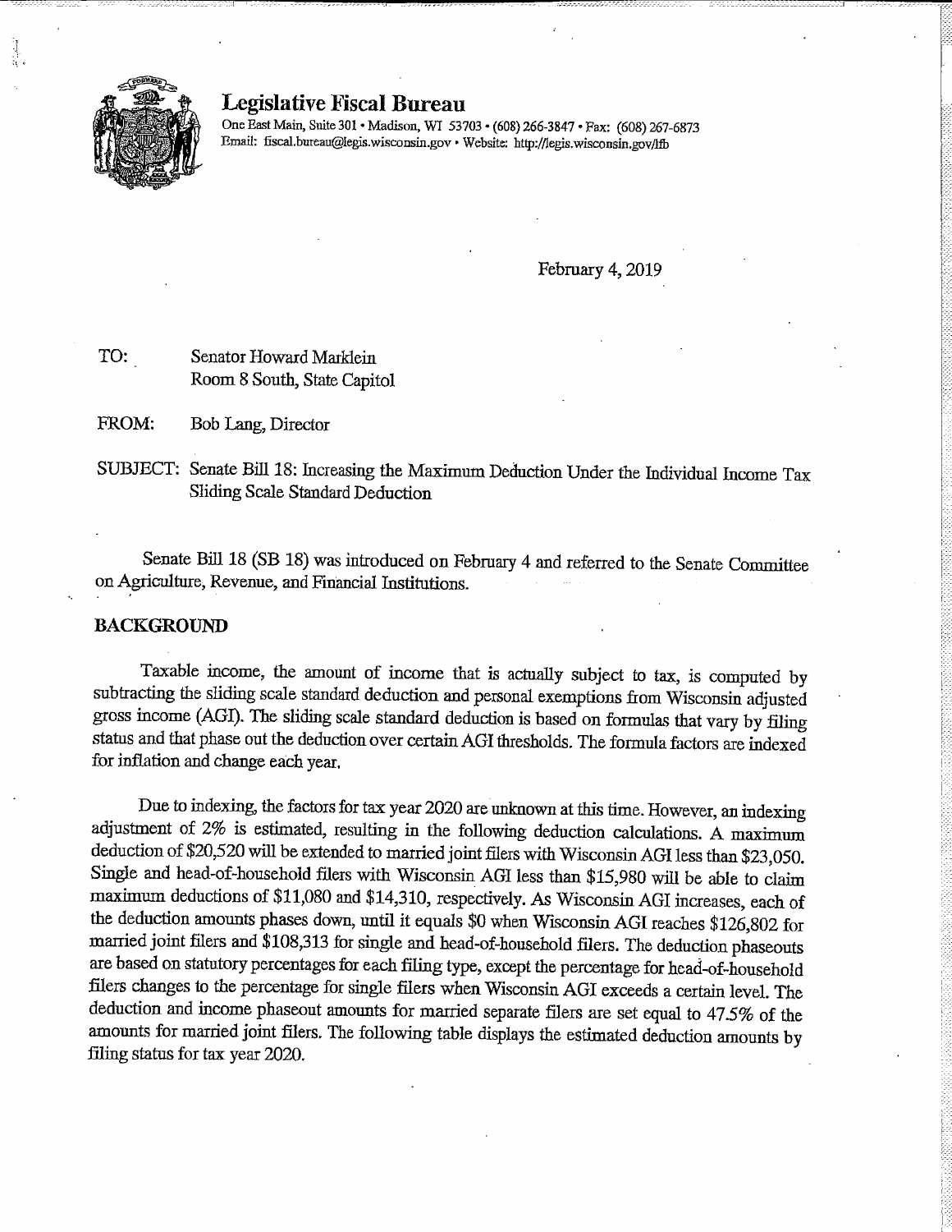# Legislative Fiscal Bureau

One East Main, Suite 301 • Madison, WI 53703 • (608) 266-3847 • Fax: (608) 267-6873
Email: fiscal.bureau@legis.wisconsin.gov • Website: http://legis.wisconsin.gov/lfb

February 4, 2019

TO: Senator Howard Marklein
Room 8 South, State Capitol

FROM: Bob Lang, Director

SUBJECT: Senate Bill 18: Increasing the Maximum Deduction Under the Individual Income Tax Sliding Scale Standard Deduction

Senate Bill 18 (SB 18) was introduced on February 4 and referred to the Senate Committee on Agriculture, Revenue, and Financial Institutions.

## BACKGROUND

Taxable income, the amount of income that is actually subject to tax, is computed by subtracting the sliding scale standard deduction and personal exemptions from Wisconsin adjusted gross income (AGI). The sliding scale standard deduction is based on formulas that vary by filing status and that phase out the deduction over certain AGI thresholds. The formula factors are indexed for inflation and change each year.

Due to indexing, the factors for tax year 2020 are unknown at this time. However, an indexing adjustment of 2% is estimated, resulting in the following deduction calculations. A maximum deduction of $20,520 will be extended to married joint filers with Wisconsin AGI less than $23,050. Single and head-of-household filers with Wisconsin AGI less than $15,980 will be able to claim maximum deductions of $11,080 and $14,310, respectively. As Wisconsin AGI increases, each of the deduction amounts phases down, until it equals $0 when Wisconsin AGI reaches $126,802 for married joint filers and $108,313 for single and head-of-household filers. The deduction phaseouts are based on statutory percentages for each filing type, except the percentage for head-of-household filers changes to the percentage for single filers when Wisconsin AGI exceeds a certain level. The deduction and income phaseout amounts for married separate filers are set equal to 47.5% of the amounts for married joint filers. The following table displays the estimated deduction amounts by filing status for tax year 2020.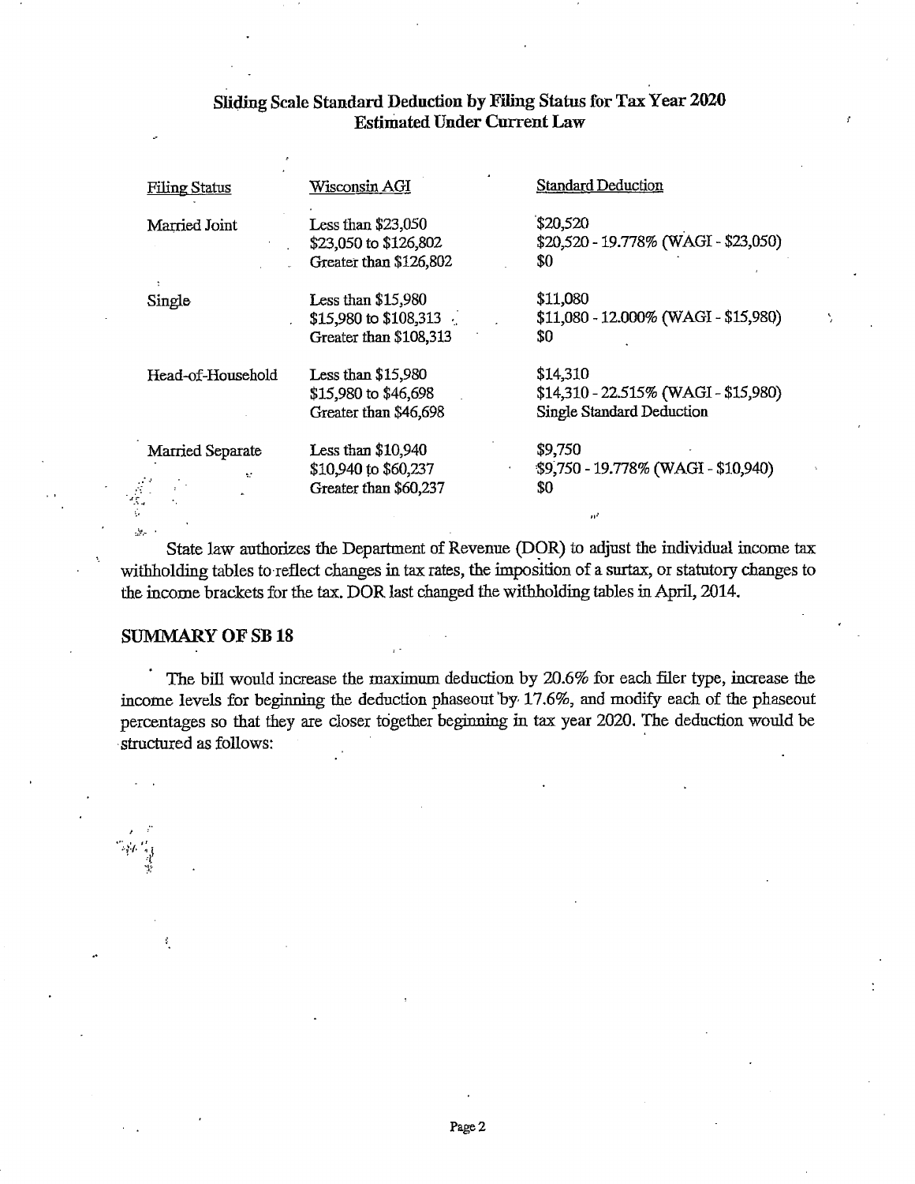### Sliding Scale Standard Deduction by Filing Status for Tax Year 2020
### Estimated Under Current Law

| Filing Status | Wisconsin AGI | Standard Deduction |
|---|---|---|
| Married Joint | Less than \$23,050 | \$20,520 |
| | \$23,050 to \$126,802 | \$20,520 - 19.778% (WAGI - \$23,050) |
| | Greater than \$126,802 | \$0 |
| Single | Less than \$15,980 | \$11,080 |
| | \$15,980 to \$108,313 | \$11,080 - 12.000% (WAGI - \$15,980) |
| | Greater than \$108,313 | \$0 |
| Head-of-Household | Less than \$15,980 | \$14,310 |
| | \$15,980 to \$46,698 | \$14,310 - 22.515% (WAGI - \$15,980) |
| | Greater than \$46,698 | Single Standard Deduction |
| Married Separate | Less than \$10,940 | \$9,750 |
| | \$10,940 to \$60,237 | \$9,750 - 19.778% (WAGI - \$10,940) |
| | Greater than \$60,237 | \$0 |

State law authorizes the Department of Revenue (DOR) to adjust the individual income tax withholding tables to reflect changes in tax rates, the imposition of a surtax, or statutory changes to the income brackets for the tax. DOR last changed the withholding tables in April, 2014.

## SUMMARY OF SB 18

The bill would increase the maximum deduction by 20.6% for each filer type, increase the income levels for beginning the deduction phaseout by 17.6%, and modify each of the phaseout percentages so that they are closer together beginning in tax year 2020. The deduction would be structured as follows: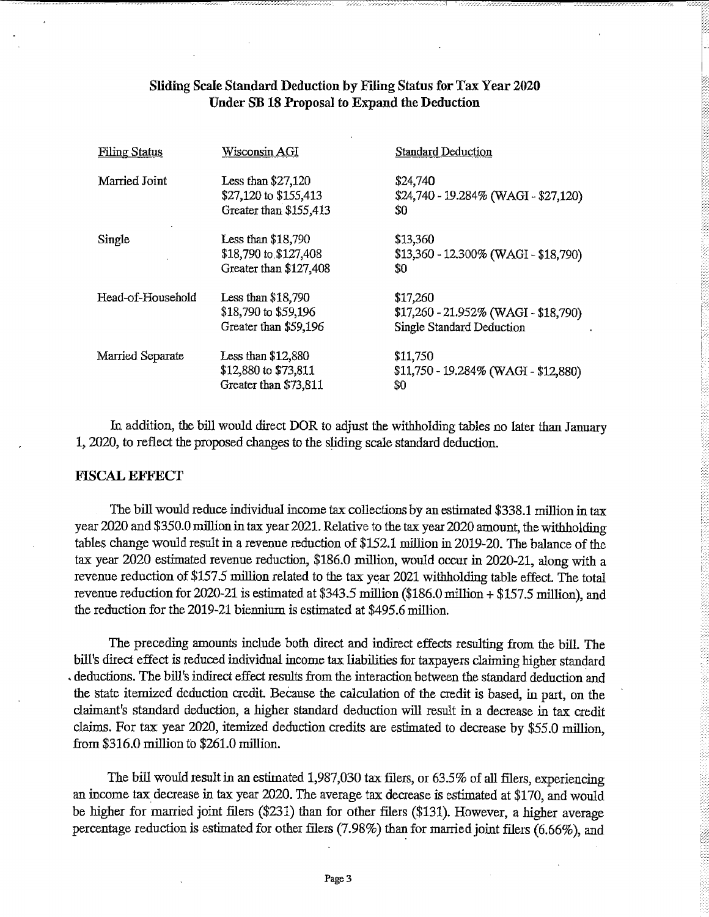**Sliding Scale Standard Deduction by Filing Status for Tax Year 2020 Under SB 18 Proposal to Expand the Deduction**

| Filing Status | Wisconsin AGI | Standard Deduction |
|---|---|---|
| Married Joint | Less than $27,120 | $24,740 |
| | $27,120 to $155,413 | $24,740 - 19.284% (WAGI - $27,120) |
| | Greater than $155,413 | $0 |
| Single | Less than $18,790 | $13,360 |
| | $18,790 to $127,408 | $13,360 - 12.300% (WAGI - $18,790) |
| | Greater than $127,408 | $0 |
| Head-of-Household | Less than $18,790 | $17,260 |
| | $18,790 to $59,196 | $17,260 - 21.952% (WAGI - $18,790) |
| | Greater than $59,196 | Single Standard Deduction |
| Married Separate | Less than $12,880 | $11,750 |
| | $12,880 to $73,811 | $11,750 - 19.284% (WAGI - $12,880) |
| | Greater than $73,811 | $0 |

In addition, the bill would direct DOR to adjust the withholding tables no later than January 1, 2020, to reflect the proposed changes to the sliding scale standard deduction.

## FISCAL EFFECT

The bill would reduce individual income tax collections by an estimated $338.1 million in tax year 2020 and $350.0 million in tax year 2021. Relative to the tax year 2020 amount, the withholding tables change would result in a revenue reduction of $152.1 million in 2019-20. The balance of the tax year 2020 estimated revenue reduction, $186.0 million, would occur in 2020-21, along with a revenue reduction of $157.5 million related to the tax year 2021 withholding table effect. The total revenue reduction for 2020-21 is estimated at $343.5 million ($186.0 million + $157.5 million), and the reduction for the 2019-21 biennium is estimated at $495.6 million.

The preceding amounts include both direct and indirect effects resulting from the bill. The bill's direct effect is reduced individual income tax liabilities for taxpayers claiming higher standard deductions. The bill's indirect effect results from the interaction between the standard deduction and the state itemized deduction credit. Because the calculation of the credit is based, in part, on the claimant's standard deduction, a higher standard deduction will result in a decrease in tax credit claims. For tax year 2020, itemized deduction credits are estimated to decrease by $55.0 million, from $316.0 million to $261.0 million.

The bill would result in an estimated 1,987,030 tax filers, or 63.5% of all filers, experiencing an income tax decrease in tax year 2020. The average tax decrease is estimated at $170, and would be higher for married joint filers ($231) than for other filers ($131). However, a higher average percentage reduction is estimated for other filers (7.98%) than for married joint filers (6.66%), and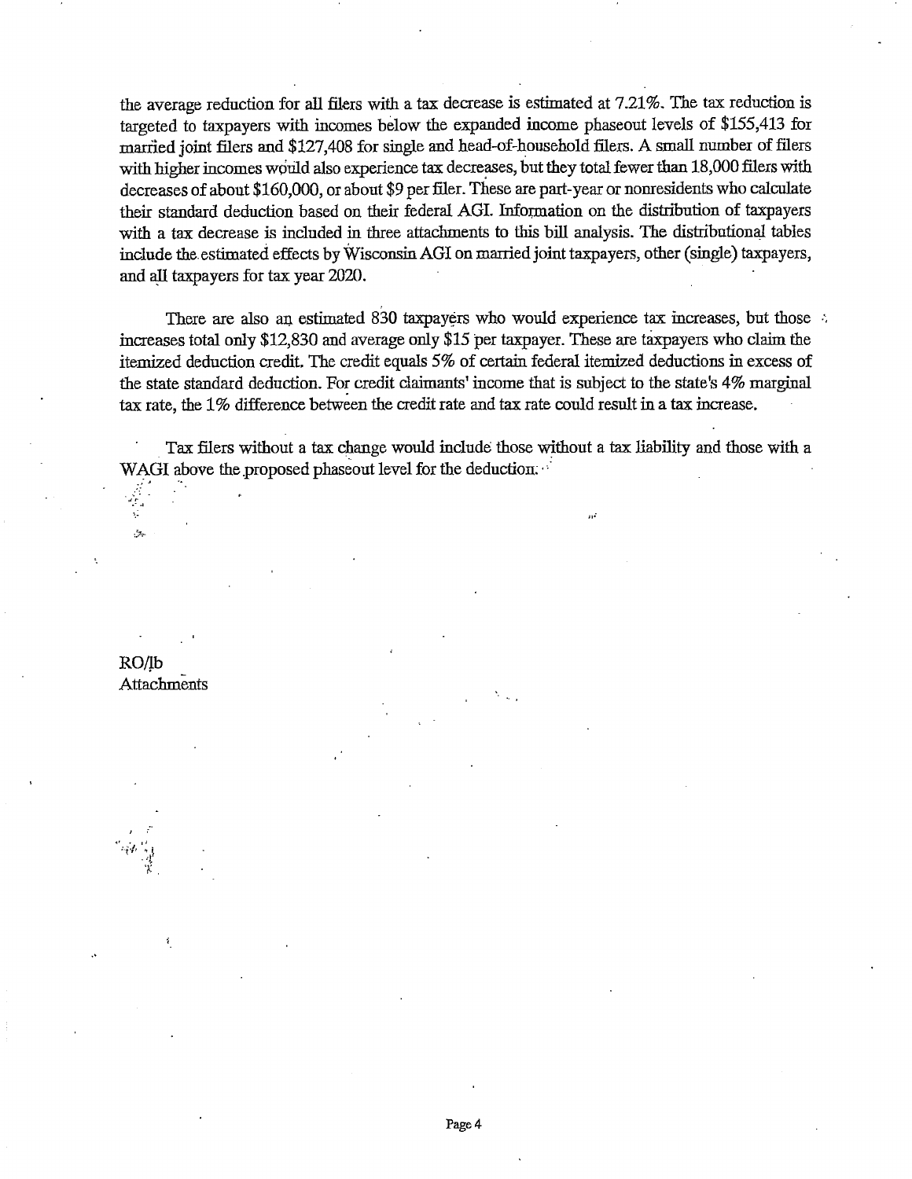the average reduction for all filers with a tax decrease is estimated at 7.21%. The tax reduction is targeted to taxpayers with incomes below the expanded income phaseout levels of $155,413 for married joint filers and $127,408 for single and head-of-household filers. A small number of filers with higher incomes would also experience tax decreases, but they total fewer than 18,000 filers with decreases of about $160,000, or about $9 per filer. These are part-year or nonresidents who calculate their standard deduction based on their federal AGI. Information on the distribution of taxpayers with a tax decrease is included in three attachments to this bill analysis. The distributional tables include the estimated effects by Wisconsin AGI on married joint taxpayers, other (single) taxpayers, and all taxpayers for tax year 2020.

There are also an estimated 830 taxpayers who would experience tax increases, but those increases total only $12,830 and average only $15 per taxpayer. These are taxpayers who claim the itemized deduction credit. The credit equals 5% of certain federal itemized deductions in excess of the state standard deduction. For credit claimants' income that is subject to the state's 4% marginal tax rate, the 1% difference between the credit rate and tax rate could result in a tax increase.

Tax filers without a tax change would include those without a tax liability and those with a WAGI above the proposed phaseout level for the deduction.

RO/lb
Attachments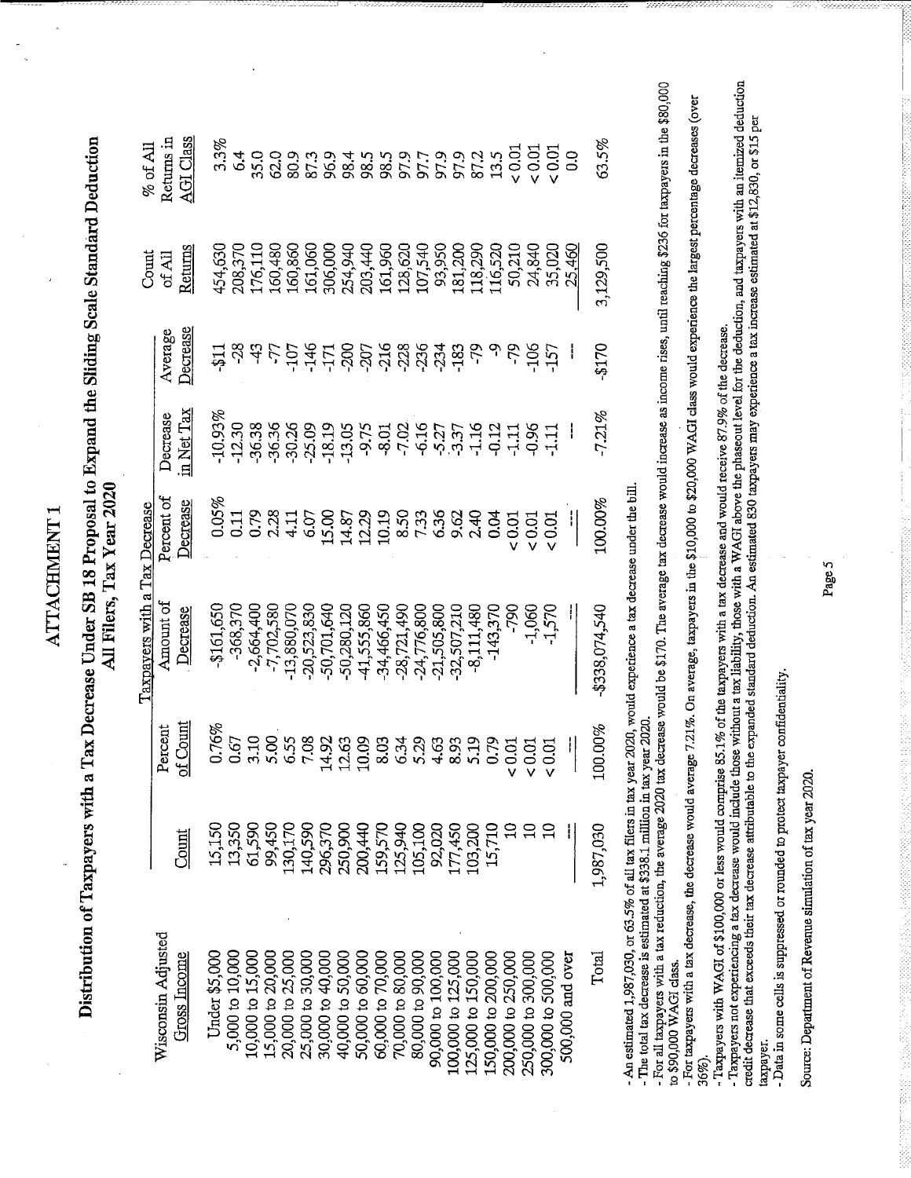# ATTACHMENT 1

## Distribution of Taxpayers with a Tax Decrease Under SB 18 Proposal to Expand the Sliding Scale Standard Deduction
### All Filers, Tax Year 2020

| Wisconsin Adjusted Gross Income | Taxpayers with a Tax Decrease | | | | | | Count of All Returns | % of All Returns in AGI Class |
|---|---|---|---|---|---|---|---|---|
| | Count | Percent of Count | Amount of Decrease | Percent of Decrease | Decrease in Net Tax | Average Decrease | | |
| Under $5,000 | 15,150 | 0.76% | -$161,650 | 0.05% | -10.93% | -$11 | 454,630 | 3.3% |
| 5,000 to 10,000 | 13,350 | 0.67 | -368,370 | 0.11 | -12.30 | -28 | 208,370 | 6.4 |
| 10,000 to 15,000 | 61,590 | 3.10 | -2,664,400 | 0.79 | -36.38 | -43 | 176,110 | 35.0 |
| 15,000 to 20,000 | 99,450 | 5.00 | -7,702,580 | 2.28 | -36.36 | -77 | 160,480 | 62.0 |
| 20,000 to 25,000 | 130,170 | 6.55 | -13,880,070 | 4.11 | -30.26 | -107 | 160,860 | 80.9 |
| 25,000 to 30,000 | 140,590 | 7.08 | -20,523,830 | 6.07 | -25.09 | -146 | 161,060 | 87.3 |
| 30,000 to 40,000 | 296,370 | 14.92 | -50,701,640 | 15.00 | -18.19 | -171 | 306,000 | 96.9 |
| 40,000 to 50,000 | 250,900 | 12.63 | -50,280,120 | 14.87 | -13.05 | -200 | 254,940 | 98.4 |
| 50,000 to 60,000 | 200,440 | 10.09 | -41,555,860 | 12.29 | -9.75 | -207 | 203,440 | 98.5 |
| 60,000 to 70,000 | 159,570 | 8.03 | -34,466,450 | 10.19 | -8.01 | -216 | 161,960 | 98.5 |
| 70,000 to 80,000 | 125,940 | 6.34 | -28,721,490 | 8.50 | -7.02 | -228 | 128,620 | 97.9 |
| 80,000 to 90,000 | 105,100 | 5.29 | -24,776,800 | 7.33 | -6.16 | -236 | 107,540 | 97.7 |
| 90,000 to 100,000 | 92,020 | 4.63 | -21,505,800 | 6.36 | -5.27 | -234 | 93,950 | 97.9 |
| 100,000 to 125,000 | 177,450 | 8.93 | -32,507,210 | 9.62 | -3.37 | -183 | 181,200 | 97.9 |
| 125,000 to 150,000 | 103,200 | 5.19 | -8,111,480 | 2.40 | -1.16 | -79 | 118,290 | 87.2 |
| 150,000 to 200,000 | 15,710 | 0.79 | -143,370 | 0.04 | -0.12 | -9 | 116,520 | 13.5 |
| 200,000 to 250,000 | 10 | < 0.01 | -790 | < 0.01 | -1.11 | -79 | 50,210 | < 0.01 |
| 250,000 to 300,000 | 10 | < 0.01 | -1,060 | < 0.01 | -0.96 | -106 | 24,840 | < 0.01 |
| 300,000 to 500,000 | 10 | < 0.01 | -1,570 | < 0.01 | -1.11 | -157 | 35,020 | < 0.01 |
| 500,000 and over | --- | --- | --- | --- | --- | --- | 25,460 | 0.0 |
| Total | 1,987,030 | 100.00% | -$338,074,540 | 100.00% | -7.21% | -$170 | 3,129,500 | 63.5% |

- An estimated 1,987,030, or 63.5% of all tax filers in tax year 2020, would experience a tax decrease under the bill.
- The total tax decrease is estimated at $338.1 million in tax year 2020.
- For all taxpayers with a tax reduction, the average 2020 tax decrease would be $170. The average tax decrease would increase as income rises, until reaching $236 for taxpayers in the $80,000 to $90,000 WAGI class.
- For taxpayers with a tax decrease, the decrease would average 7.21%. On average, taxpayers in the $10,000 to $20,000 WAGI class would experience the largest percentage decreases (over 36%).
- Taxpayers with WAGI of $100,000 or less would comprise 85.1% of the taxpayers with a tax decrease and would receive 87.9% of the decrease.
- Taxpayers not experiencing a tax decrease would include those without a tax liability, those with a WAGI above the phaseout level for the deduction, and taxpayers with an itemized deduction credit decrease that exceeds their tax decrease attributable to the expanded standard deduction. An estimated 830 taxpayers may experience a tax increase estimated at $12,830, or $15 per taxpayer.
- Data in some cells is suppressed or rounded to protect taxpayer confidentiality.

Source: Department of Revenue simulation of tax year 2020.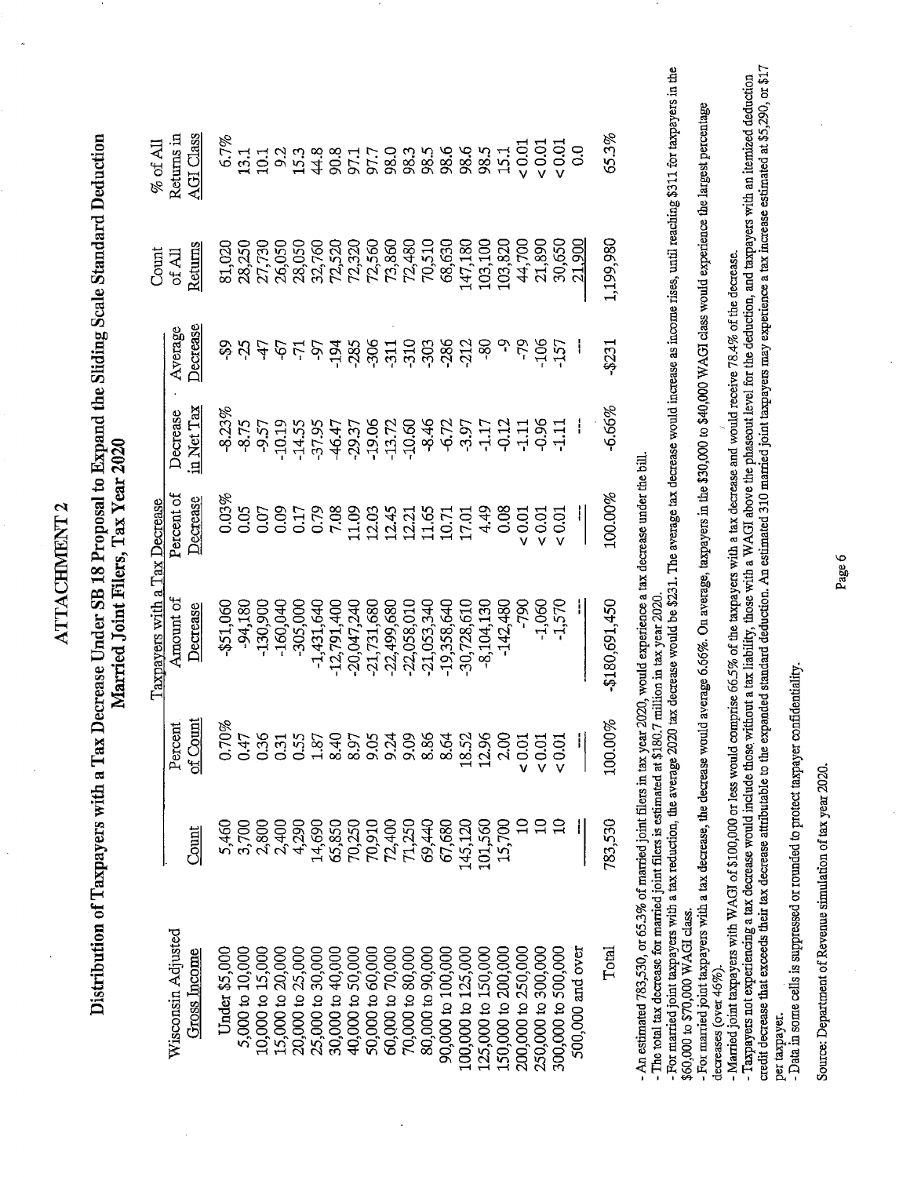# ATTACHMENT 2

## Distribution of Taxpayers with a Tax Decrease Under SB 18 Proposal to Expand the Sliding Scale Standard Deduction
## Married Joint Filers, Tax Year 2020

| | Taxpayers with a Tax Decrease | | | | | | | |
|---|---|---|---|---|---|---|---|---|
| Wisconsin Adjusted Gross Income | Count | Percent of Count | Amount of Decrease | Percent of Decrease | Decrease in Net Tax | Average Decrease | Count of All Returns | % of All Returns in AGI Class |
| Under $5,000 | 5,460 | 0.70% | -$51,060 | 0.03% | -8.23% | -$9 | 81,020 | 6.7% |
| 5,000 to 10,000 | 3,700 | 0.47 | -94,180 | 0.05 | -8.75 | -25 | 28,250 | 13.1 |
| 10,000 to 15,000 | 2,800 | 0.36 | -130,900 | 0.07 | -9.57 | -47 | 27,730 | 10.1 |
| 15,000 to 20,000 | 2,400 | 0.31 | -160,040 | 0.09 | -10.19 | -67 | 26,050 | 9.2 |
| 20,000 to 25,000 | 4,290 | 0.55 | -305,000 | 0.17 | -14.55 | -71 | 28,050 | 15.3 |
| 25,000 to 30,000 | 14,690 | 1.87 | -1,431,640 | 0.79 | -37.95 | -97 | 32,760 | 44.8 |
| 30,000 to 40,000 | 65,850 | 8.40 | -12,791,400 | 7.08 | -46.47 | -194 | 72,520 | 90.8 |
| 40,000 to 50,000 | 70,250 | 8.97 | -20,047,240 | 11.09 | -29.37 | -285 | 72,320 | 97.1 |
| 50,000 to 60,000 | 70,910 | 9.05 | -21,731,680 | 12.03 | -19.06 | -306 | 72,560 | 97.7 |
| 60,000 to 70,000 | 72,400 | 9.24 | -22,499,680 | 12.45 | -13.72 | -311 | 73,860 | 98.0 |
| 70,000 to 80,000 | 71,250 | 9.09 | -22,058,010 | 12.21 | -10.60 | -310 | 72,480 | 98.3 |
| 80,000 to 90,000 | 69,440 | 8.86 | -21,053,340 | 11.65 | -8.46 | -303 | 70,510 | 98.5 |
| 90,000 to 100,000 | 67,680 | 8.64 | -19,358,640 | 10.71 | -6.72 | -286 | 68,630 | 98.6 |
| 100,000 to 125,000 | 145,120 | 18.52 | -30,728,610 | 17.01 | -3.97 | -212 | 147,180 | 98.6 |
| 125,000 to 150,000 | 101,560 | 12.96 | -8,104,130 | 4.49 | -1.17 | -80 | 103,100 | 98.5 |
| 150,000 to 200,000 | 15,700 | 2.00 | -142,480 | 0.08 | -0.12 | -9 | 103,820 | 15.1 |
| 200,000 to 250,000 | 10 | < 0.01 | -790 | < 0.01 | -1.11 | -79 | 44,700 | < 0.01 |
| 250,000 to 300,000 | 10 | < 0.01 | -1,060 | < 0.01 | -0.96 | -106 | 21,890 | < 0.01 |
| 300,000 to 500,000 | 10 | < 0.01 | -1,570 | < 0.01 | -1.11 | -157 | 30,650 | < 0.01 |
| 500,000 and over | --- | --- | --- | --- | --- | --- | 21,900 | 0.0 |
| Total | 783,530 | 100.00% | -$180,691,450 | 100.00% | -6.66% | -$231 | 1,199,980 | 65.3% |

- An estimated 783,530, or 65.3% of married joint filers in tax year 2020, would experience a tax decrease under the bill.
- The total tax decrease for married joint filers is estimated at $180.7 million in tax year 2020.
- For married joint taxpayers with a tax reduction, the average 2020 tax decrease would be $231. The average tax decrease would increase as income rises, until reaching $311 for taxpayers in the $60,000 to $70,000 WAGI class.
- For married joint taxpayers with a tax decrease, the decrease would average 6.66%. On average, taxpayers in the $30,000 to $40,000 WAGI class would experience the largest percentage decreases (over 46%).
- Married joint taxpayers with WAGI of $100,000 or less would comprise 66.5% of the taxpayers with a tax decrease and would receive 78.4% of the decrease.
- Taxpayers not experiencing a tax decrease would include those without a tax liability, those with a WAGI above the phaseout level for the deduction, and taxpayers with an itemized deduction credit decrease that exceeds their tax decrease attributable to the expanded standard deduction. An estimated 310 married joint taxpayers may experience a tax increase estimated at $5,290, or $17 per taxpayer.
- Data in some cells is suppressed or rounded to protect taxpayer confidentiality.

Source: Department of Revenue simulation of tax year 2020.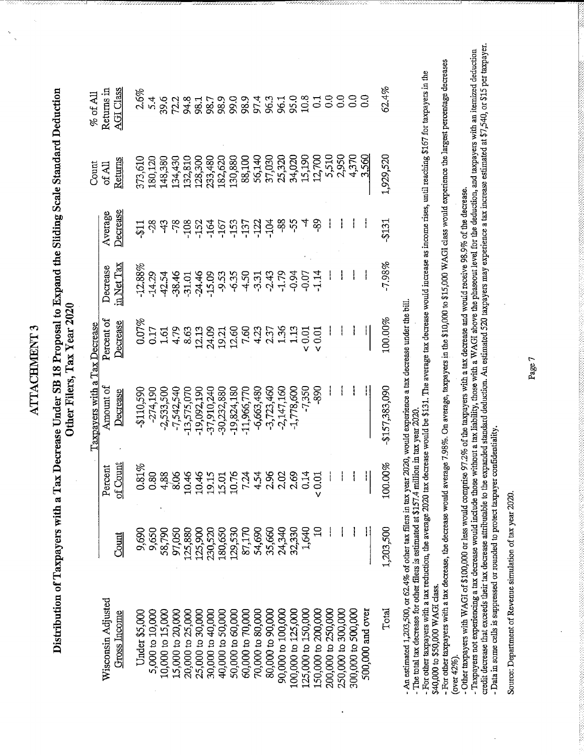# ATTACHMENT 3

## Distribution of Taxpayers with a Tax Decrease Under SB 18 Proposal to Expand the Sliding Scale Standard Deduction

### Other Filers, Tax Year 2020

| Wisconsin Adjusted Gross Income | Taxpayers with a Tax Decrease | | | | | | Count of All Returns | % of All Returns in AGI Class |
|---|---|---|---|---|---|---|---|---|
| | Count | Percent of Count | Amount of Decrease | Percent of Decrease | Decrease in Net Tax | Average Decrease | | |
| Under $5,000 | 9,690 | 0.81% | -$110,590 | 0.07% | -12.88% | -$11 | 373,610 | 2.6% |
| 5,000 to 10,000 | 9,650 | 0.80 | -274,190 | 0.17 | -14.29 | -28 | 180,120 | 5.4 |
| 10,000 to 15,000 | 58,790 | 4.88 | -2,533,500 | 1.61 | -42.54 | -43 | 148,380 | 39.6 |
| 15,000 to 20,000 | 97,050 | 8.06 | -7,542,540 | 4.79 | -38.46 | -78 | 134,430 | 72.2 |
| 20,000 to 25,000 | 125,880 | 10.46 | -13,575,070 | 8.63 | -31.01 | -108 | 132,810 | 94.8 |
| 25,000 to 30,000 | 125,900 | 10.46 | -19,092,190 | 12.13 | -24.46 | -152 | 128,300 | 98.1 |
| 30,000 to 40,000 | 230,520 | 19.15 | -37,910,240 | 24.09 | -15.09 | -164 | 233,480 | 98.7 |
| 40,000 to 50,000 | 180,650 | 15.01 | -30,232,880 | 19.21 | -9.53 | -167 | 182,620 | 98.9 |
| 50,000 to 60,000 | 129,530 | 10.76 | -19,824,180 | 12.60 | -6.35 | -153 | 130,880 | 99.0 |
| 60,000 to 70,000 | 87,170 | 7.24 | -11,966,770 | 7.60 | -4.50 | -137 | 88,100 | 98.9 |
| 70,000 to 80,000 | 54,690 | 4.54 | -6,663,480 | 4.23 | -3.31 | -122 | 56,140 | 97.4 |
| 80,000 to 90,000 | 35,660 | 2.96 | -3,723,460 | 2.37 | -2.43 | -104 | 37,030 | 96.3 |
| 90,000 to 100,000 | 24,340 | 2.02 | -2,147,160 | 1.36 | -1.79 | -88 | 25,320 | 96.1 |
| 100,000 to 125,000 | 32,330 | 2.69 | -1,778,600 | 1.13 | -0.94 | -55 | 34,020 | 95.0 |
| 125,000 to 150,000 | 1,640 | 0.14 | -7,350 | < 0.01 | -0.07 | -4 | 15,190 | 10.8 |
| 150,000 to 200,000 | 10 | < 0.01 | -890 | < 0.01 | -1.14 | -89 | 12,700 | 0.1 |
| 200,000 to 250,000 | --- | --- | --- | --- | --- | --- | 5,510 | 0.0 |
| 250,000 to 300,000 | --- | --- | --- | --- | --- | --- | 2,950 | 0.0 |
| 300,000 to 500,000 | --- | --- | --- | --- | --- | --- | 4,370 | 0.0 |
| 500,000 and over | --- | --- | --- | --- | --- | --- | 3,560 | 0.0 |
| Total | 1,203,500 | 100.00% | -$157,383,090 | 100.00% | -7.98% | -$131 | 1,929,520 | 62.4% |

- An estimated 1,203,500, or 62.4% of other tax filers in tax year 2020, would experience a tax decrease under the bill.
- The total tax decrease for other filers is estimated at $157.4 million in tax year 2020.
- For other taxpayers with a tax reduction, the average 2020 tax decrease would be $131. The average tax decrease would increase as income rises, until reaching $167 for taxpayers in the $40,000 to $50,000 WAGI class.
- For other taxpayers with a tax decrease, the decrease would average 7.98%. On average, taxpayers in the $10,000 to $15,000 WAGI class would experience the largest percentage decreases (over 42%).
- Other taxpayers with WAGI of $100,000 or less would comprise 97.2% of the taxpayers with a tax decrease and would receive 98.9% of the decrease.
- Taxpayers not experiencing a tax decrease would include those without a tax liability, those with a WAGI above the phaseout level for the deduction, and taxpayers with an itemized deduction credit decrease that exceeds their tax decrease attributable to the expanded standard deduction. An estimated 520 taxpayers may experience a tax increase estimated at $7,540, or $15 per taxpayer.
- Data in some cells is suppressed or rounded to protect taxpayer confidentiality.

Source: Department of Revenue simulation of tax year 2020.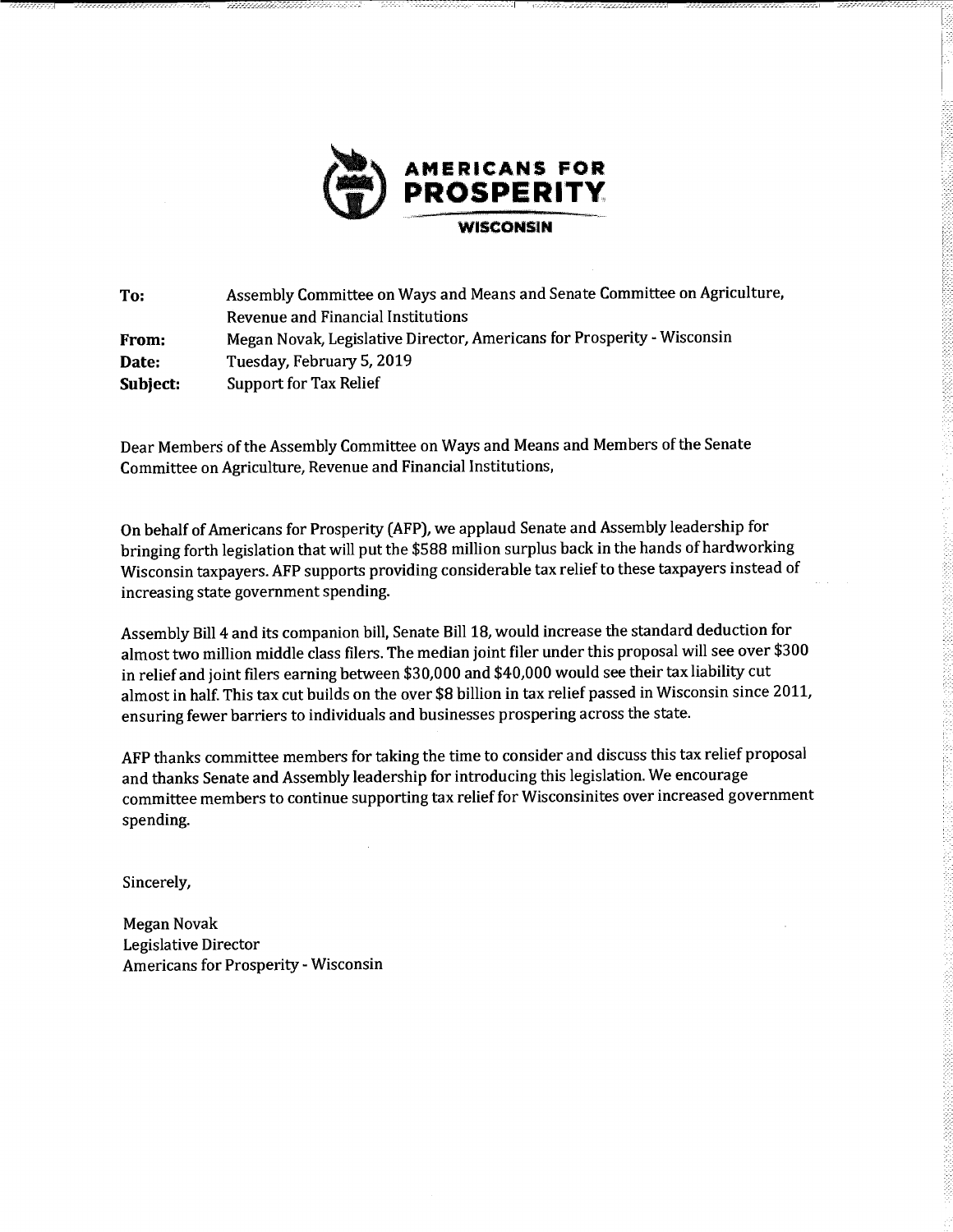**AMERICANS FOR PROSPERITY**
**WISCONSIN**

| | |
|---|---|
| **To:** | Assembly Committee on Ways and Means and Senate Committee on Agriculture, Revenue and Financial Institutions |
| **From:** | Megan Novak, Legislative Director, Americans for Prosperity - Wisconsin |
| **Date:** | Tuesday, February 5, 2019 |
| **Subject:** | Support for Tax Relief |

Dear Members of the Assembly Committee on Ways and Means and Members of the Senate Committee on Agriculture, Revenue and Financial Institutions,

On behalf of Americans for Prosperity (AFP), we applaud Senate and Assembly leadership for bringing forth legislation that will put the $588 million surplus back in the hands of hardworking Wisconsin taxpayers. AFP supports providing considerable tax relief to these taxpayers instead of increasing state government spending.

Assembly Bill 4 and its companion bill, Senate Bill 18, would increase the standard deduction for almost two million middle class filers. The median joint filer under this proposal will see over $300 in relief and joint filers earning between $30,000 and $40,000 would see their tax liability cut almost in half. This tax cut builds on the over $8 billion in tax relief passed in Wisconsin since 2011, ensuring fewer barriers to individuals and businesses prospering across the state.

AFP thanks committee members for taking the time to consider and discuss this tax relief proposal and thanks Senate and Assembly leadership for introducing this legislation. We encourage committee members to continue supporting tax relief for Wisconsinites over increased government spending.

Sincerely,

Megan Novak
Legislative Director
Americans for Prosperity - Wisconsin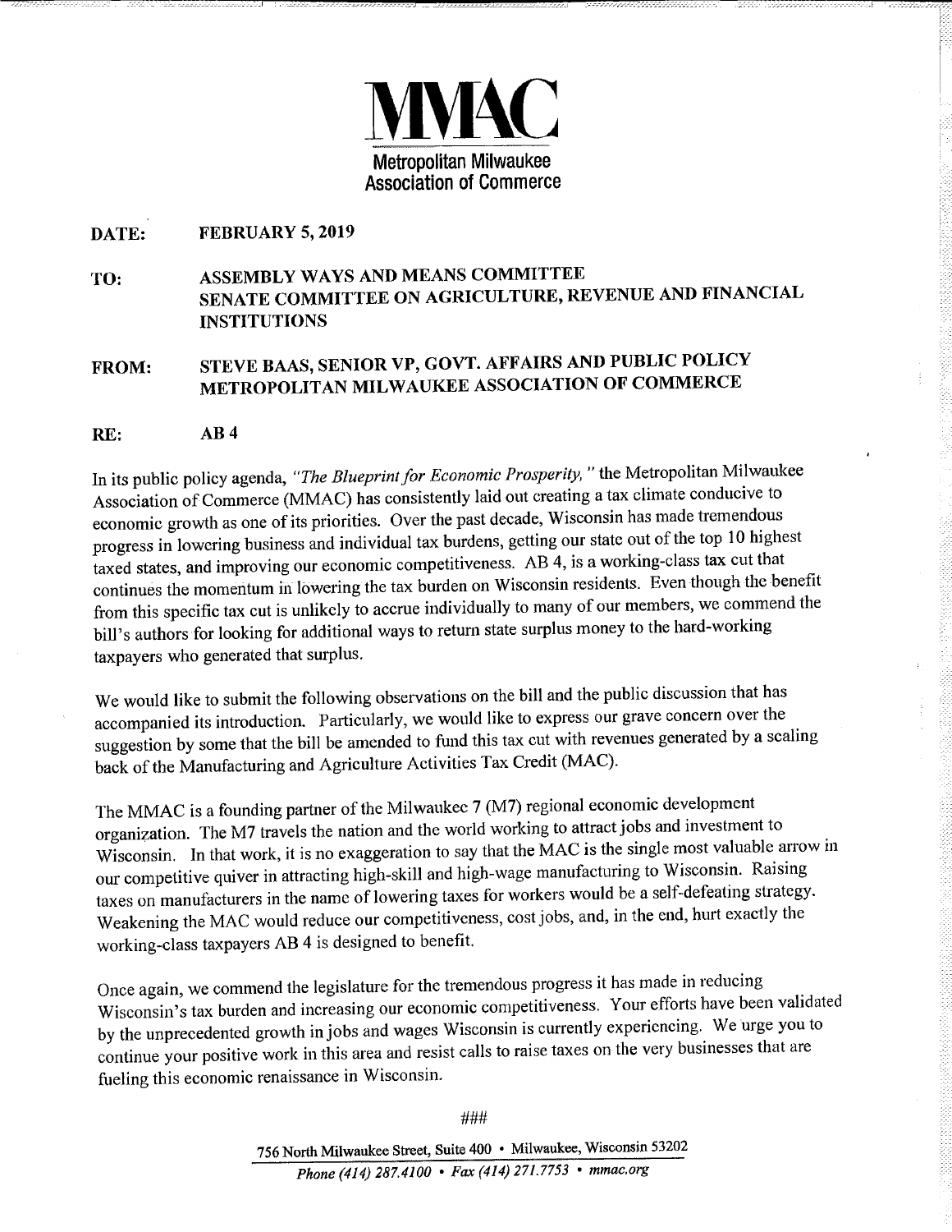# MMAC

**Metropolitan Milwaukee Association of Commerce**

**DATE:** FEBRUARY 5, 2019

**TO:** ASSEMBLY WAYS AND MEANS COMMITTEE
SENATE COMMITTEE ON AGRICULTURE, REVENUE AND FINANCIAL INSTITUTIONS

**FROM:** STEVE BAAS, SENIOR VP, GOVT. AFFAIRS AND PUBLIC POLICY
METROPOLITAN MILWAUKEE ASSOCIATION OF COMMERCE

**RE:** AB 4

In its public policy agenda, *"The Blueprint for Economic Prosperity,"* the Metropolitan Milwaukee Association of Commerce (MMAC) has consistently laid out creating a tax climate conducive to economic growth as one of its priorities. Over the past decade, Wisconsin has made tremendous progress in lowering business and individual tax burdens, getting our state out of the top 10 highest taxed states, and improving our economic competitiveness. AB 4, is a working-class tax cut that continues the momentum in lowering the tax burden on Wisconsin residents. Even though the benefit from this specific tax cut is unlikely to accrue individually to many of our members, we commend the bill's authors for looking for additional ways to return state surplus money to the hard-working taxpayers who generated that surplus.

We would like to submit the following observations on the bill and the public discussion that has accompanied its introduction. Particularly, we would like to express our grave concern over the suggestion by some that the bill be amended to fund this tax cut with revenues generated by a scaling back of the Manufacturing and Agriculture Activities Tax Credit (MAC).

The MMAC is a founding partner of the Milwaukee 7 (M7) regional economic development organization. The M7 travels the nation and the world working to attract jobs and investment to Wisconsin. In that work, it is no exaggeration to say that the MAC is the single most valuable arrow in our competitive quiver in attracting high-skill and high-wage manufacturing to Wisconsin. Raising taxes on manufacturers in the name of lowering taxes for workers would be a self-defeating strategy. Weakening the MAC would reduce our competitiveness, cost jobs, and, in the end, hurt exactly the working-class taxpayers AB 4 is designed to benefit.

Once again, we commend the legislature for the tremendous progress it has made in reducing Wisconsin's tax burden and increasing our economic competitiveness. Your efforts have been validated by the unprecedented growth in jobs and wages Wisconsin is currently experiencing. We urge you to continue your positive work in this area and resist calls to raise taxes on the very businesses that are fueling this economic renaissance in Wisconsin.

###

756 North Milwaukee Street, Suite 400 • Milwaukee, Wisconsin 53202
*Phone (414) 287.4100 • Fax (414) 271.7753 • mmac.org*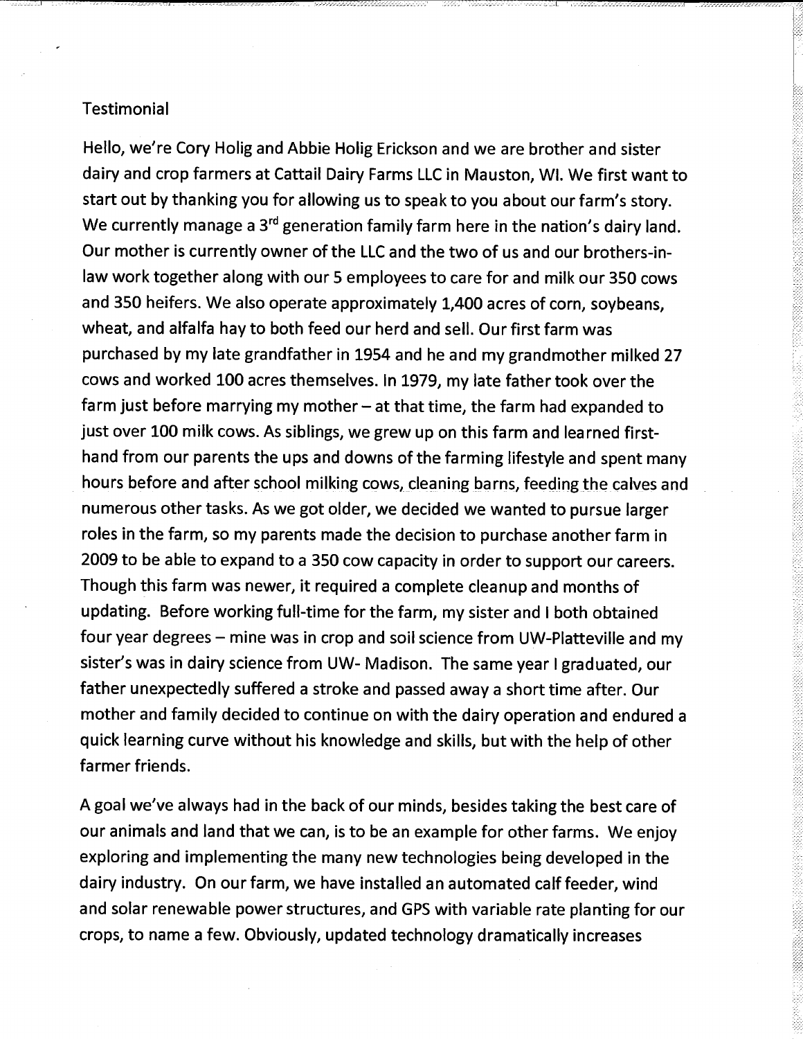Testimonial

Hello, we're Cory Holig and Abbie Holig Erickson and we are brother and sister dairy and crop farmers at Cattail Dairy Farms LLC in Mauston, WI. We first want to start out by thanking you for allowing us to speak to you about our farm's story. We currently manage a 3rd generation family farm here in the nation's dairy land. Our mother is currently owner of the LLC and the two of us and our brothers-in-law work together along with our 5 employees to care for and milk our 350 cows and 350 heifers. We also operate approximately 1,400 acres of corn, soybeans, wheat, and alfalfa hay to both feed our herd and sell. Our first farm was purchased by my late grandfather in 1954 and he and my grandmother milked 27 cows and worked 100 acres themselves. In 1979, my late father took over the farm just before marrying my mother – at that time, the farm had expanded to just over 100 milk cows. As siblings, we grew up on this farm and learned first-hand from our parents the ups and downs of the farming lifestyle and spent many hours before and after school milking cows, cleaning barns, feeding the calves and numerous other tasks. As we got older, we decided we wanted to pursue larger roles in the farm, so my parents made the decision to purchase another farm in 2009 to be able to expand to a 350 cow capacity in order to support our careers. Though this farm was newer, it required a complete cleanup and months of updating. Before working full-time for the farm, my sister and I both obtained four year degrees – mine was in crop and soil science from UW-Platteville and my sister's was in dairy science from UW- Madison. The same year I graduated, our father unexpectedly suffered a stroke and passed away a short time after. Our mother and family decided to continue on with the dairy operation and endured a quick learning curve without his knowledge and skills, but with the help of other farmer friends.

A goal we've always had in the back of our minds, besides taking the best care of our animals and land that we can, is to be an example for other farms. We enjoy exploring and implementing the many new technologies being developed in the dairy industry. On our farm, we have installed an automated calf feeder, wind and solar renewable power structures, and GPS with variable rate planting for our crops, to name a few. Obviously, updated technology dramatically increases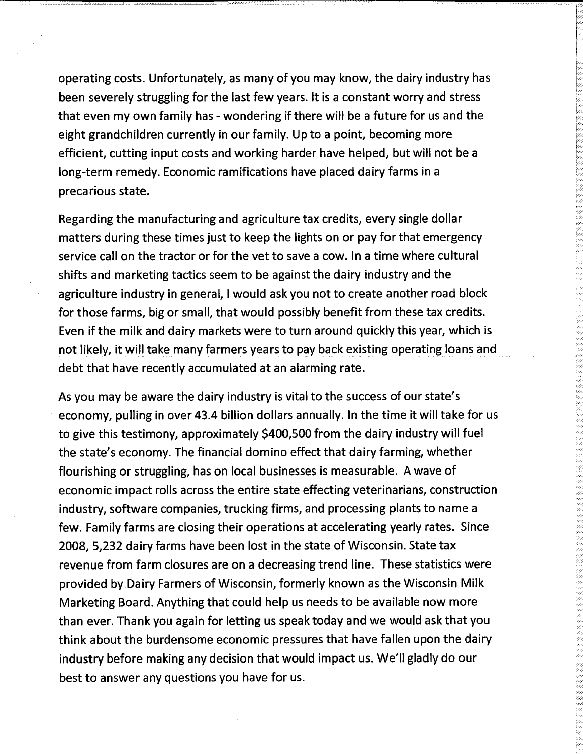operating costs. Unfortunately, as many of you may know, the dairy industry has been severely struggling for the last few years. It is a constant worry and stress that even my own family has - wondering if there will be a future for us and the eight grandchildren currently in our family. Up to a point, becoming more efficient, cutting input costs and working harder have helped, but will not be a long-term remedy. Economic ramifications have placed dairy farms in a precarious state.

Regarding the manufacturing and agriculture tax credits, every single dollar matters during these times just to keep the lights on or pay for that emergency service call on the tractor or for the vet to save a cow. In a time where cultural shifts and marketing tactics seem to be against the dairy industry and the agriculture industry in general, I would ask you not to create another road block for those farms, big or small, that would possibly benefit from these tax credits. Even if the milk and dairy markets were to turn around quickly this year, which is not likely, it will take many farmers years to pay back existing operating loans and debt that have recently accumulated at an alarming rate.

As you may be aware the dairy industry is vital to the success of our state's economy, pulling in over 43.4 billion dollars annually. In the time it will take for us to give this testimony, approximately $400,500 from the dairy industry will fuel the state's economy. The financial domino effect that dairy farming, whether flourishing or struggling, has on local businesses is measurable. A wave of economic impact rolls across the entire state effecting veterinarians, construction industry, software companies, trucking firms, and processing plants to name a few. Family farms are closing their operations at accelerating yearly rates. Since 2008, 5,232 dairy farms have been lost in the state of Wisconsin. State tax revenue from farm closures are on a decreasing trend line. These statistics were provided by Dairy Farmers of Wisconsin, formerly known as the Wisconsin Milk Marketing Board. Anything that could help us needs to be available now more than ever. Thank you again for letting us speak today and we would ask that you think about the burdensome economic pressures that have fallen upon the dairy industry before making any decision that would impact us. We'll gladly do our best to answer any questions you have for us.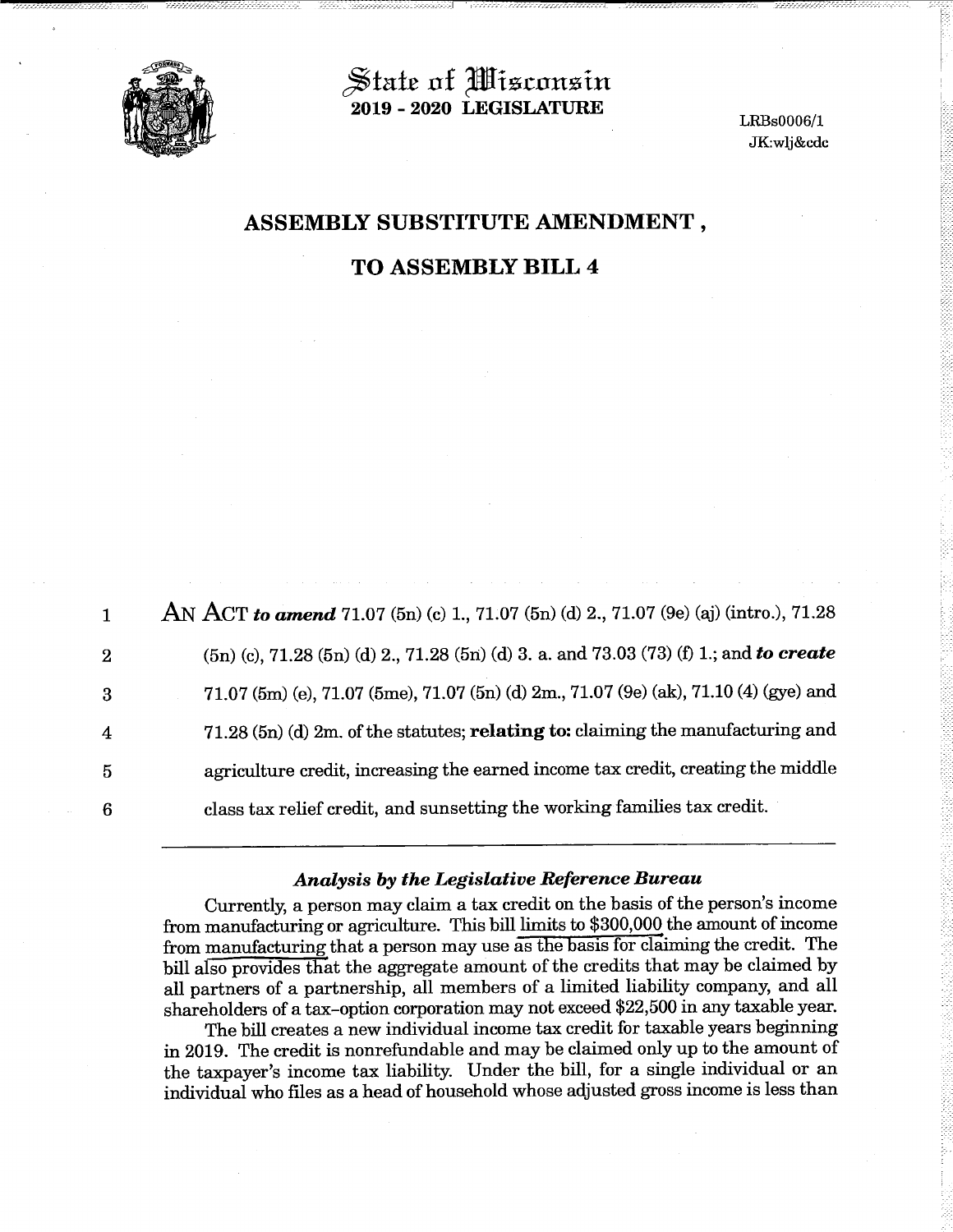# State of Wisconsin
## 2019 - 2020 LEGISLATURE

LRBs0006/1
JK:wlj&cdc

## ASSEMBLY SUBSTITUTE AMENDMENT ,

## TO ASSEMBLY BILL 4

1 AN ACT ***to amend*** 71.07 (5n) (c) 1., 71.07 (5n) (d) 2., 71.07 (9e) (aj) (intro.), 71.28
2 (5n) (c), 71.28 (5n) (d) 2., 71.28 (5n) (d) 3. a. and 73.03 (73) (f) 1.; and ***to create***
3 71.07 (5m) (e), 71.07 (5me), 71.07 (5n) (d) 2m., 71.07 (9e) (ak), 71.10 (4) (gye) and
4 71.28 (5n) (d) 2m. of the statutes; **relating to:** claiming the manufacturing and
5 agriculture credit, increasing the earned income tax credit, creating the middle
6 class tax relief credit, and sunsetting the working families tax credit.

---

### *Analysis by the Legislative Reference Bureau*

Currently, a person may claim a tax credit on the basis of the person's income from manufacturing or agriculture. This bill limits to $300,000 the amount of income from manufacturing that a person may use as the basis for claiming the credit. The bill also provides that the aggregate amount of the credits that may be claimed by all partners of a partnership, all members of a limited liability company, and all shareholders of a tax-option corporation may not exceed $22,500 in any taxable year.

The bill creates a new individual income tax credit for taxable years beginning in 2019. The credit is nonrefundable and may be claimed only up to the amount of the taxpayer's income tax liability. Under the bill, for a single individual or an individual who files as a head of household whose adjusted gross income is less than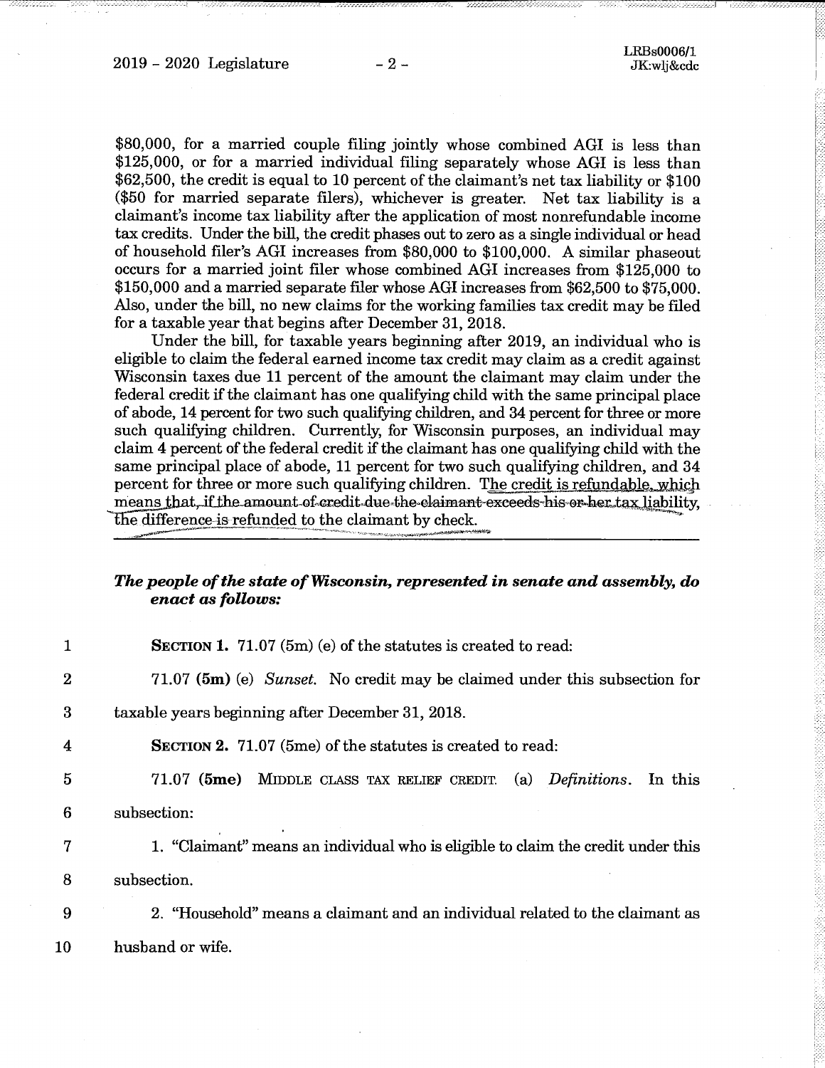$80,000, for a married couple filing jointly whose combined AGI is less than $125,000, or for a married individual filing separately whose AGI is less than $62,500, the credit is equal to 10 percent of the claimant's net tax liability or $100 ($50 for married separate filers), whichever is greater. Net tax liability is a claimant's income tax liability after the application of most nonrefundable income tax credits. Under the bill, the credit phases out to zero as a single individual or head of household filer's AGI increases from $80,000 to $100,000. A similar phaseout occurs for a married joint filer whose combined AGI increases from $125,000 to $150,000 and a married separate filer whose AGI increases from $62,500 to $75,000. Also, under the bill, no new claims for the working families tax credit may be filed for a taxable year that begins after December 31, 2018.

Under the bill, for taxable years beginning after 2019, an individual who is eligible to claim the federal earned income tax credit may claim as a credit against Wisconsin taxes due 11 percent of the amount the claimant may claim under the federal credit if the claimant has one qualifying child with the same principal place of abode, 14 percent for two such qualifying children, and 34 percent for three or more such qualifying children. Currently, for Wisconsin purposes, an individual may claim 4 percent of the federal credit if the claimant has one qualifying child with the same principal place of abode, 11 percent for two such qualifying children, and 34 percent for three or more such qualifying children. The credit is refundable, which means that, if the amount of credit due the claimant exceeds his or her tax liability, the difference is refunded to the claimant by check.

***The people of the state of Wisconsin, represented in senate and assembly, do enact as follows:***

1 **SECTION 1.** 71.07 (5m) (e) of the statutes is created to read:

2 71.07 **(5m)** (e) *Sunset.* No credit may be claimed under this subsection for
3 taxable years beginning after December 31, 2018.

4 **SECTION 2.** 71.07 (5me) of the statutes is created to read:

5 71.07 **(5me)** MIDDLE CLASS TAX RELIEF CREDIT. (a) *Definitions.* In this
6 subsection:

7 1. "Claimant" means an individual who is eligible to claim the credit under this
8 subsection.

9 2. "Household" means a claimant and an individual related to the claimant as
10 husband or wife.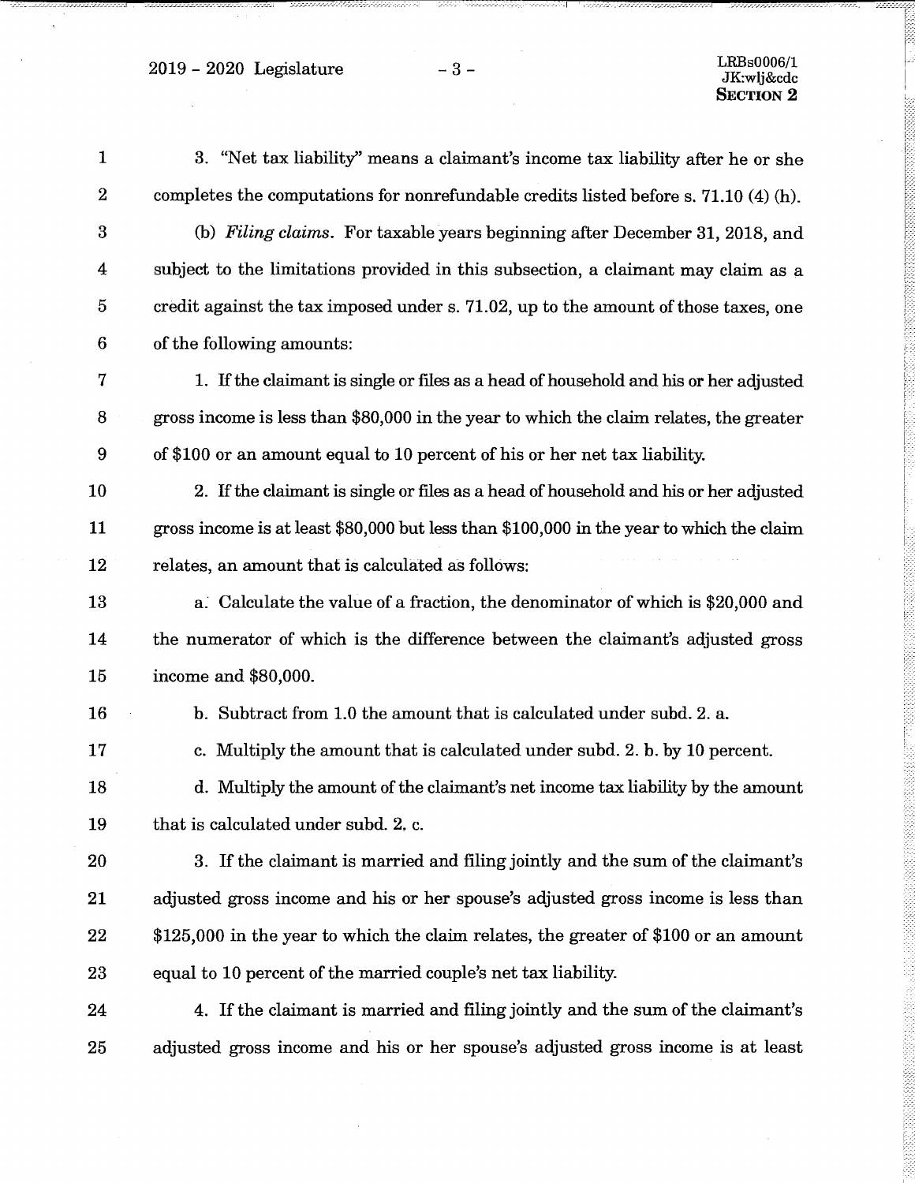3. "Net tax liability" means a claimant's income tax liability after he or she completes the computations for nonrefundable credits listed before s. 71.10 (4) (h).

(b) *Filing claims.* For taxable years beginning after December 31, 2018, and subject to the limitations provided in this subsection, a claimant may claim as a credit against the tax imposed under s. 71.02, up to the amount of those taxes, one of the following amounts:

1. If the claimant is single or files as a head of household and his or her adjusted gross income is less than $80,000 in the year to which the claim relates, the greater of $100 or an amount equal to 10 percent of his or her net tax liability.

2. If the claimant is single or files as a head of household and his or her adjusted gross income is at least $80,000 but less than $100,000 in the year to which the claim relates, an amount that is calculated as follows:

a. Calculate the value of a fraction, the denominator of which is $20,000 and the numerator of which is the difference between the claimant's adjusted gross income and $80,000.

b. Subtract from 1.0 the amount that is calculated under subd. 2. a.

c. Multiply the amount that is calculated under subd. 2. b. by 10 percent.

d. Multiply the amount of the claimant's net income tax liability by the amount that is calculated under subd. 2. c.

3. If the claimant is married and filing jointly and the sum of the claimant's adjusted gross income and his or her spouse's adjusted gross income is less than $125,000 in the year to which the claim relates, the greater of $100 or an amount equal to 10 percent of the married couple's net tax liability.

4. If the claimant is married and filing jointly and the sum of the claimant's adjusted gross income and his or her spouse's adjusted gross income is at least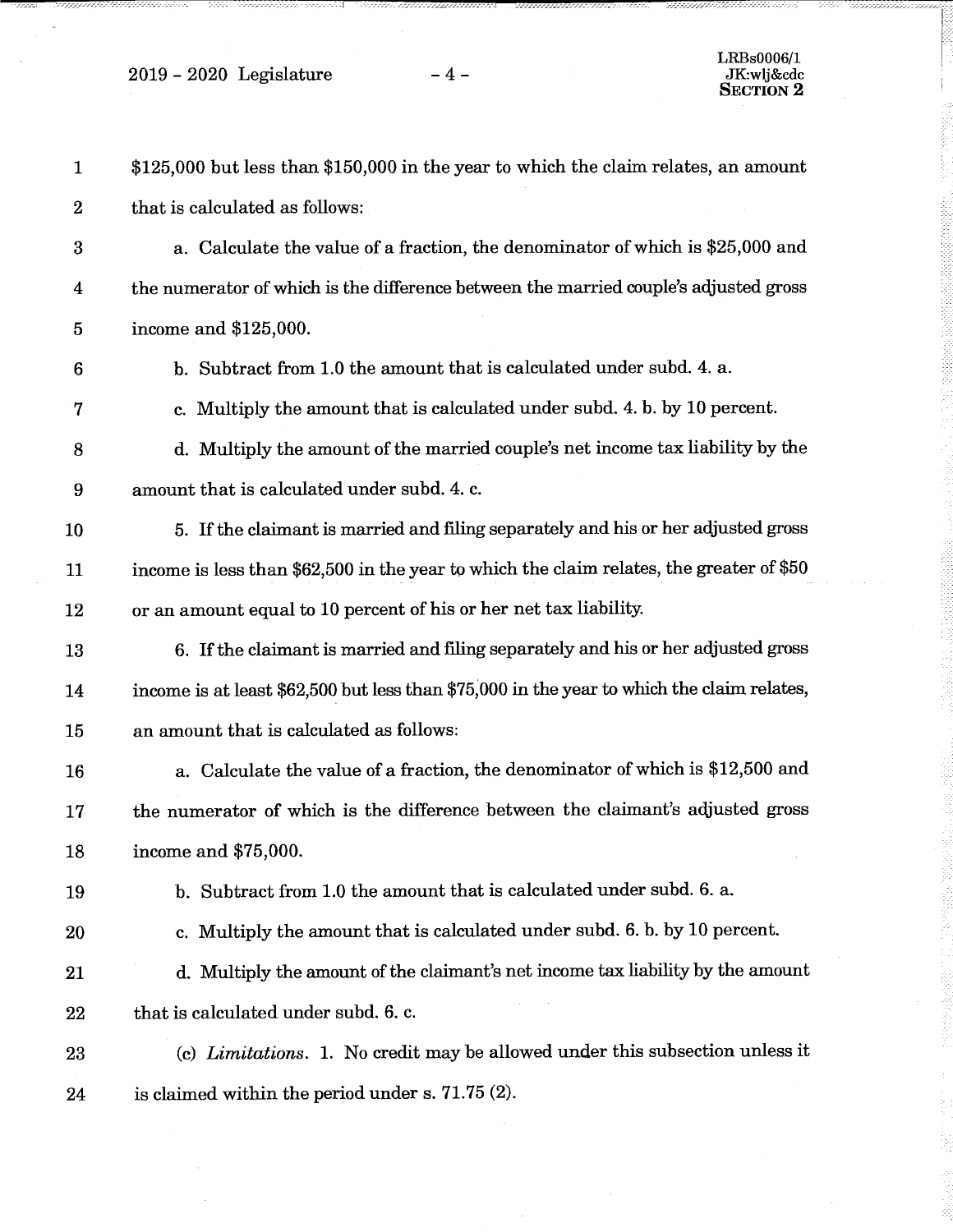$125,000 but less than $150,000 in the year to which the claim relates, an amount that is calculated as follows:

a. Calculate the value of a fraction, the denominator of which is $25,000 and the numerator of which is the difference between the married couple's adjusted gross income and $125,000.

b. Subtract from 1.0 the amount that is calculated under subd. 4. a.

c. Multiply the amount that is calculated under subd. 4. b. by 10 percent.

d. Multiply the amount of the married couple's net income tax liability by the amount that is calculated under subd. 4. c.

5. If the claimant is married and filing separately and his or her adjusted gross income is less than $62,500 in the year to which the claim relates, the greater of $50 or an amount equal to 10 percent of his or her net tax liability.

6. If the claimant is married and filing separately and his or her adjusted gross income is at least $62,500 but less than $75,000 in the year to which the claim relates, an amount that is calculated as follows:

a. Calculate the value of a fraction, the denominator of which is $12,500 and the numerator of which is the difference between the claimant's adjusted gross income and $75,000.

b. Subtract from 1.0 the amount that is calculated under subd. 6. a.

c. Multiply the amount that is calculated under subd. 6. b. by 10 percent.

d. Multiply the amount of the claimant's net income tax liability by the amount that is calculated under subd. 6. c.

(c) *Limitations.* 1. No credit may be allowed under this subsection unless it is claimed within the period under s. 71.75 (2).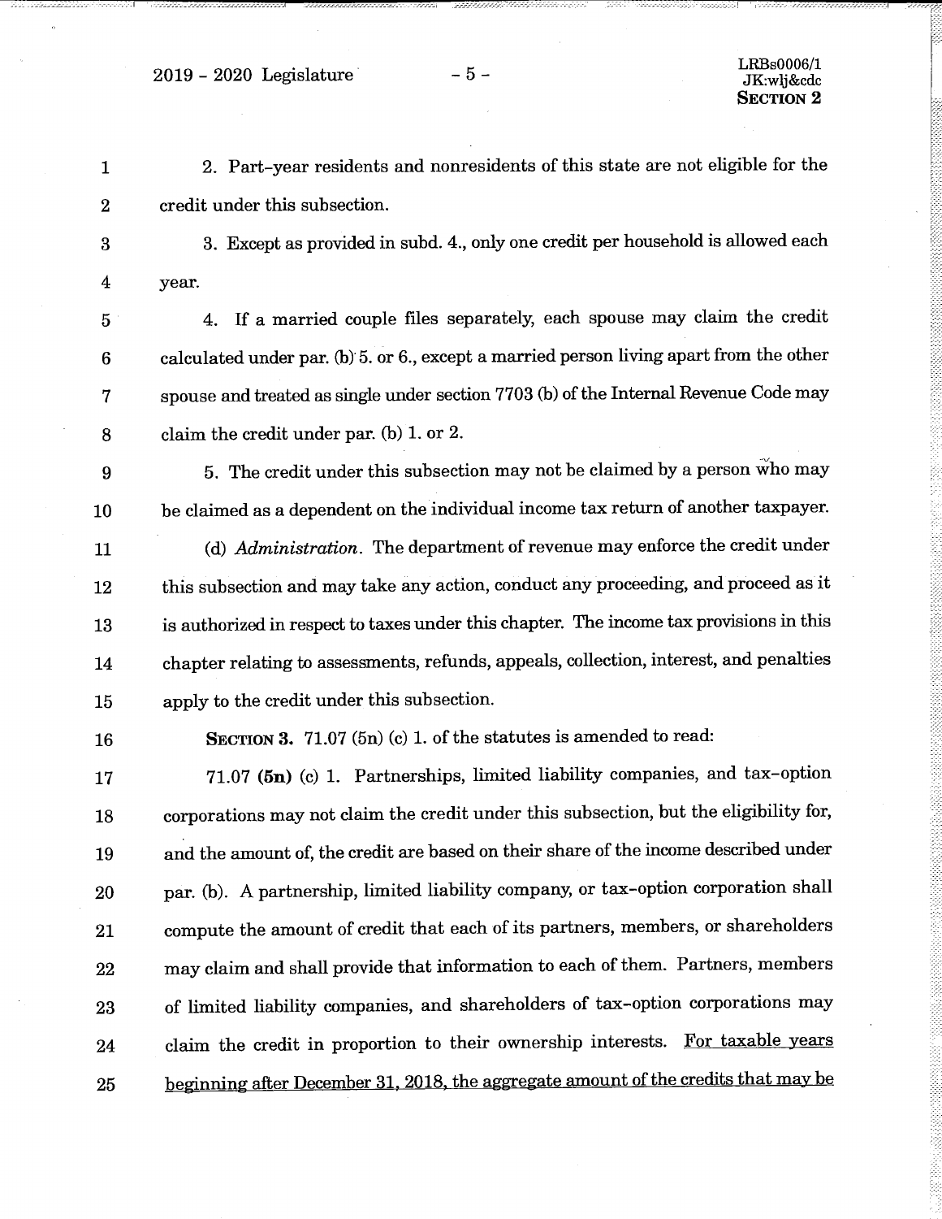2. Part-year residents and nonresidents of this state are not eligible for the credit under this subsection.

3. Except as provided in subd. 4., only one credit per household is allowed each year.

4. If a married couple files separately, each spouse may claim the credit calculated under par. (b) 5. or 6., except a married person living apart from the other spouse and treated as single under section 7703 (b) of the Internal Revenue Code may claim the credit under par. (b) 1. or 2.

5. The credit under this subsection may not be claimed by a person who may be claimed as a dependent on the individual income tax return of another taxpayer.

(d) *Administration*. The department of revenue may enforce the credit under this subsection and may take any action, conduct any proceeding, and proceed as it is authorized in respect to taxes under this chapter. The income tax provisions in this chapter relating to assessments, refunds, appeals, collection, interest, and penalties apply to the credit under this subsection.

**SECTION 3.** 71.07 (5n) (c) 1. of the statutes is amended to read:

71.07 **(5n)** (c) 1. Partnerships, limited liability companies, and tax-option corporations may not claim the credit under this subsection, but the eligibility for, and the amount of, the credit are based on their share of the income described under par. (b). A partnership, limited liability company, or tax-option corporation shall compute the amount of credit that each of its partners, members, or shareholders may claim and shall provide that information to each of them. Partners, members of limited liability companies, and shareholders of tax-option corporations may claim the credit in proportion to their ownership interests. <u>For taxable years beginning after December 31, 2018, the aggregate amount of the credits that may be</u>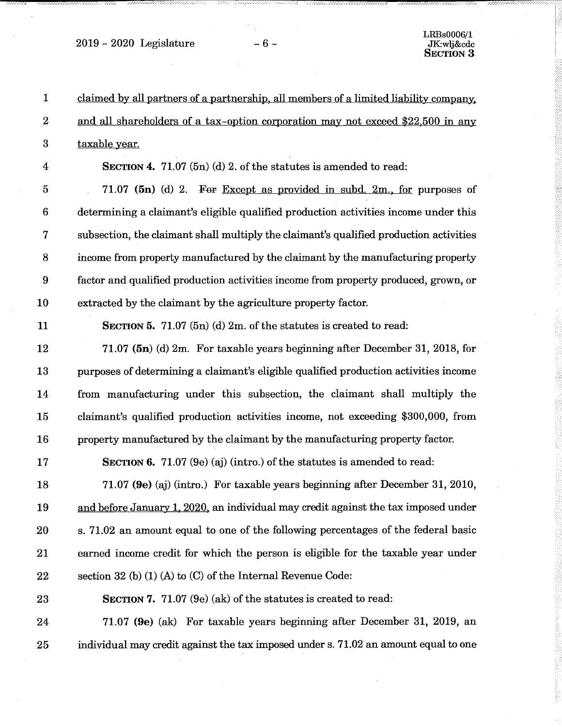claimed by all partners of a partnership, all members of a limited liability company, and all shareholders of a tax-option corporation may not exceed $22,500 in any taxable year.

**SECTION 4.** 71.07 (5n) (d) 2. of the statutes is amended to read:

71.07 **(5n)** (d) 2. ~~For~~ Except as provided in subd. 2m., for purposes of determining a claimant's eligible qualified production activities income under this subsection, the claimant shall multiply the claimant's qualified production activities income from property manufactured by the claimant by the manufacturing property factor and qualified production activities income from property produced, grown, or extracted by the claimant by the agriculture property factor.

**SECTION 5.** 71.07 (5n) (d) 2m. of the statutes is created to read:

71.07 **(5n)** (d) 2m. For taxable years beginning after December 31, 2018, for purposes of determining a claimant's eligible qualified production activities income from manufacturing under this subsection, the claimant shall multiply the claimant's qualified production activities income, not exceeding $300,000, from property manufactured by the claimant by the manufacturing property factor.

**SECTION 6.** 71.07 (9e) (aj) (intro.) of the statutes is amended to read:

71.07 **(9e)** (aj) (intro.) For taxable years beginning after December 31, 2010, and before January 1, 2020, an individual may credit against the tax imposed under s. 71.02 an amount equal to one of the following percentages of the federal basic earned income credit for which the person is eligible for the taxable year under section 32 (b) (1) (A) to (C) of the Internal Revenue Code:

**SECTION 7.** 71.07 (9e) (ak) of the statutes is created to read:

71.07 **(9e)** (ak) For taxable years beginning after December 31, 2019, an individual may credit against the tax imposed under s. 71.02 an amount equal to one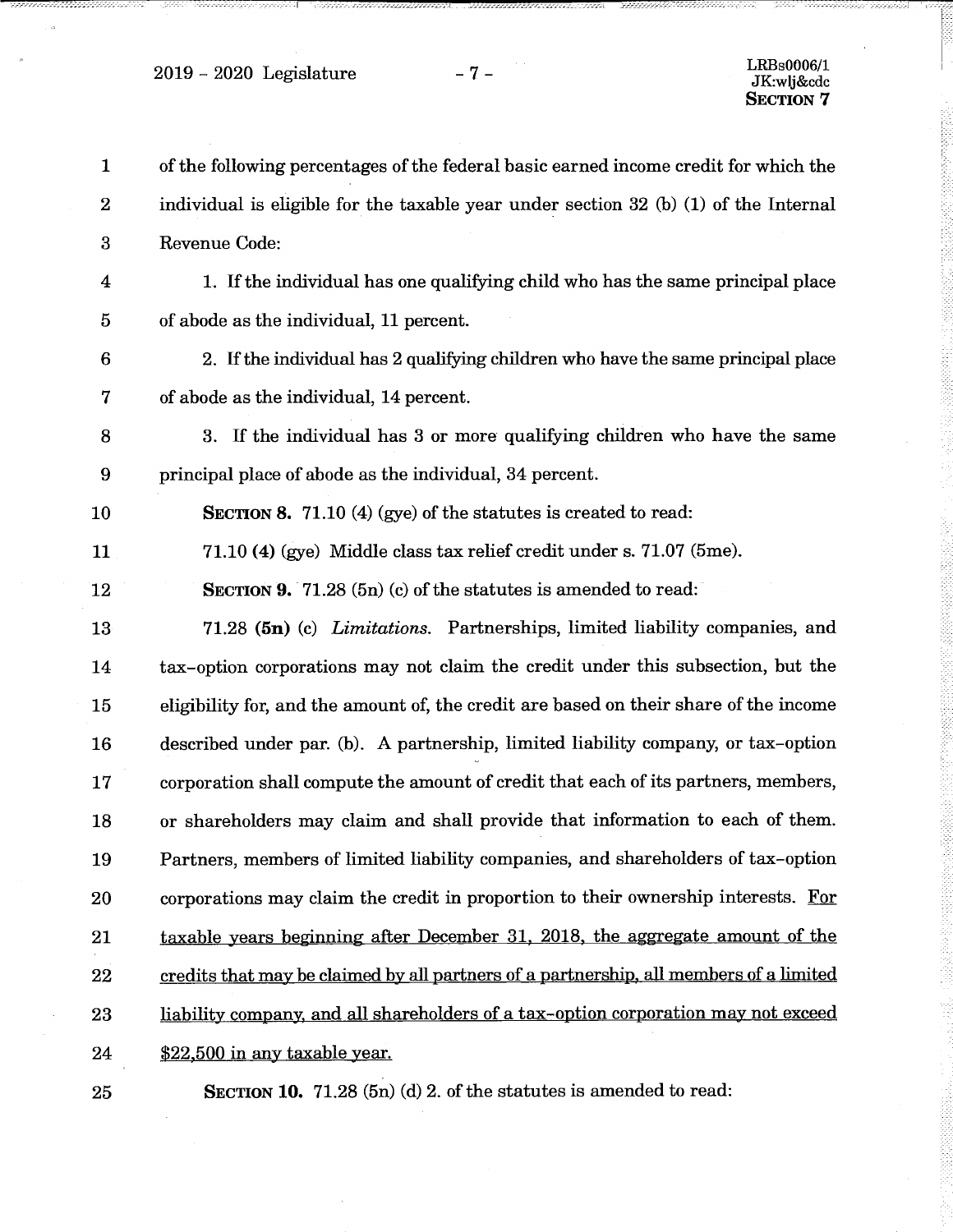of the following percentages of the federal basic earned income credit for which the individual is eligible for the taxable year under section 32 (b) (1) of the Internal Revenue Code:

1. If the individual has one qualifying child who has the same principal place of abode as the individual, 11 percent.

2. If the individual has 2 qualifying children who have the same principal place of abode as the individual, 14 percent.

3. If the individual has 3 or more qualifying children who have the same principal place of abode as the individual, 34 percent.

**SECTION 8.** 71.10 (4) (gye) of the statutes is created to read:

71.10 **(4)** (gye) Middle class tax relief credit under s. 71.07 (5me).

**SECTION 9.** 71.28 (5n) (c) of the statutes is amended to read:

71.28 **(5n)** (c) *Limitations.* Partnerships, limited liability companies, and tax-option corporations may not claim the credit under this subsection, but the eligibility for, and the amount of, the credit are based on their share of the income described under par. (b). A partnership, limited liability company, or tax-option corporation shall compute the amount of credit that each of its partners, members, or shareholders may claim and shall provide that information to each of them. Partners, members of limited liability companies, and shareholders of tax-option corporations may claim the credit in proportion to their ownership interests. <u>For taxable years beginning after December 31, 2018, the aggregate amount of the credits that may be claimed by all partners of a partnership, all members of a limited liability company, and all shareholders of a tax-option corporation may not exceed $22,500 in any taxable year.</u>

**SECTION 10.** 71.28 (5n) (d) 2. of the statutes is amended to read: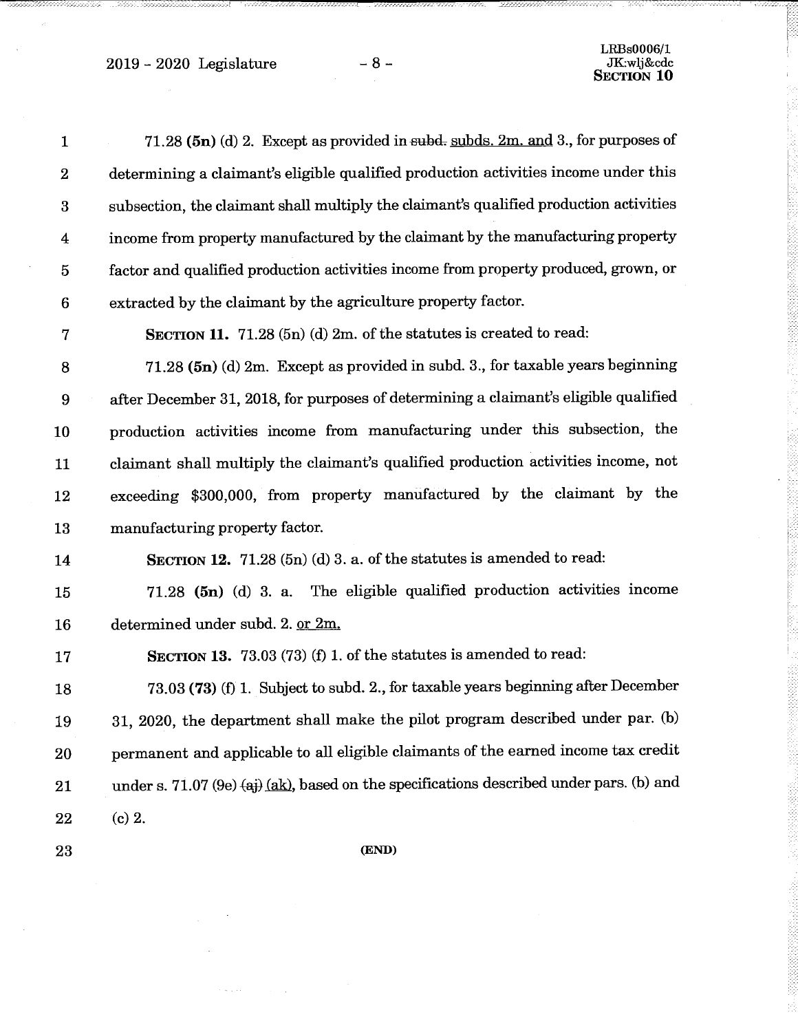71.28 **(5n)** (d) 2. Except as provided in ~~subd.~~ subds. 2m. and 3., for purposes of determining a claimant's eligible qualified production activities income under this subsection, the claimant shall multiply the claimant's qualified production activities income from property manufactured by the claimant by the manufacturing property factor and qualified production activities income from property produced, grown, or extracted by the claimant by the agriculture property factor.

**SECTION 11.** 71.28 (5n) (d) 2m. of the statutes is created to read:

71.28 **(5n)** (d) 2m. Except as provided in subd. 3., for taxable years beginning after December 31, 2018, for purposes of determining a claimant's eligible qualified production activities income from manufacturing under this subsection, the claimant shall multiply the claimant's qualified production activities income, not exceeding $300,000, from property manufactured by the claimant by the manufacturing property factor.

**SECTION 12.** 71.28 (5n) (d) 3. a. of the statutes is amended to read:

71.28 **(5n)** (d) 3. a. The eligible qualified production activities income determined under subd. 2. or 2m.

**SECTION 13.** 73.03 (73) (f) 1. of the statutes is amended to read:

73.03 **(73)** (f) 1. Subject to subd. 2., for taxable years beginning after December 31, 2020, the department shall make the pilot program described under par. (b) permanent and applicable to all eligible claimants of the earned income tax credit under s. 71.07 (9e) ~~(aj)~~ (ak), based on the specifications described under pars. (b) and (c) 2.

**(END)**